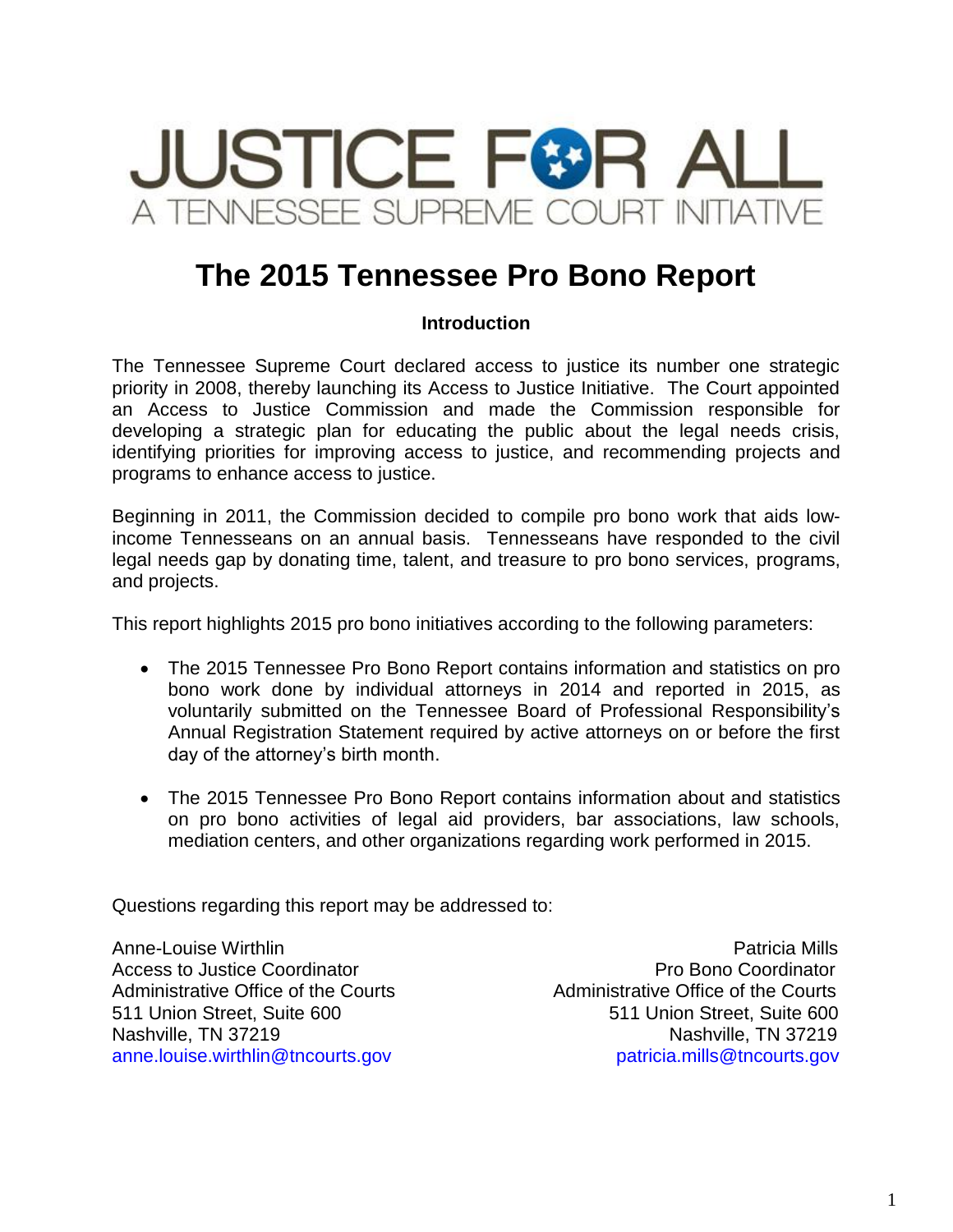# JUSTICE FOR ALL

A TENNESSEE SUPREME COURT INITIATIVE

# The 2015 Tennessee Pro Bono Report

### Introduction

The Tennessee Supreme Court declared access to justice its number one strategic priority in 2008, thereby launching its Access to Justice Initiative. The Court appointed an Access to Justice Commission and made the Commission responsible for developing a strategic plan for educating the public about the legal needs crisis, identifying priorities for improving access to justice, and recommending projects and programs to enhance access to justice.

Beginning in 2011, the Commission decided to compile pro bono work that aids low-income Tennesseans on an annual basis. Tennesseans have responded to the civil legal needs gap by donating time, talent, and treasure to pro bono services, programs, and projects.

This report highlights 2015 pro bono initiatives according to the following parameters:

- The 2015 Tennessee Pro Bono Report contains information and statistics on pro bono work done by individual attorneys in 2014 and reported in 2015, as voluntarily submitted on the Tennessee Board of Professional Responsibility's Annual Registration Statement required by active attorneys on or before the first day of the attorney's birth month.
- The 2015 Tennessee Pro Bono Report contains information about and statistics on pro bono activities of legal aid providers, bar associations, law schools, mediation centers, and other organizations regarding work performed in 2015.

Questions regarding this report may be addressed to:

Anne-Louise Wirthlin
Access to Justice Coordinator
Administrative Office of the Courts
511 Union Street, Suite 600
Nashville, TN 37219
anne.louise.wirthlin@tncourts.gov

Patricia Mills
Pro Bono Coordinator
Administrative Office of the Courts
511 Union Street, Suite 600
Nashville, TN 37219
patricia.mills@tncourts.gov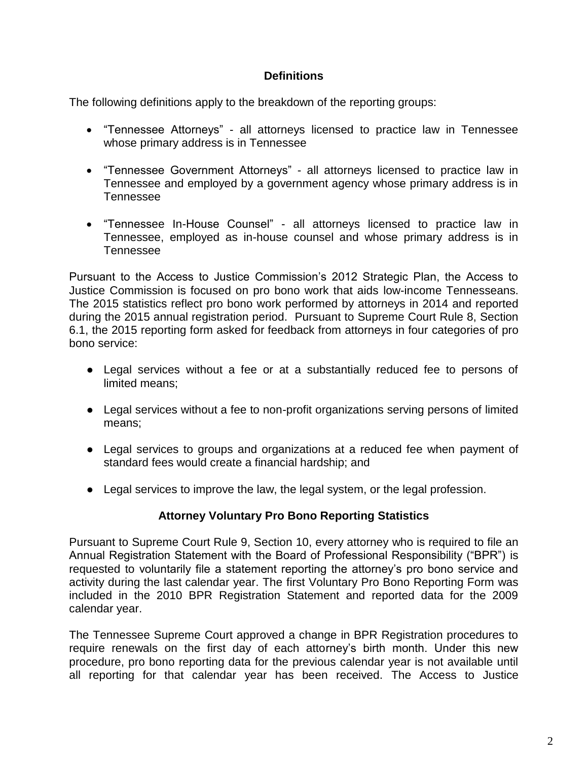## Definitions

The following definitions apply to the breakdown of the reporting groups:

- "Tennessee Attorneys" - all attorneys licensed to practice law in Tennessee whose primary address is in Tennessee
- "Tennessee Government Attorneys" - all attorneys licensed to practice law in Tennessee and employed by a government agency whose primary address is in Tennessee
- "Tennessee In-House Counsel" - all attorneys licensed to practice law in Tennessee, employed as in-house counsel and whose primary address is in Tennessee

Pursuant to the Access to Justice Commission's 2012 Strategic Plan, the Access to Justice Commission is focused on pro bono work that aids low-income Tennesseans. The 2015 statistics reflect pro bono work performed by attorneys in 2014 and reported during the 2015 annual registration period. Pursuant to Supreme Court Rule 8, Section 6.1, the 2015 reporting form asked for feedback from attorneys in four categories of pro bono service:

- Legal services without a fee or at a substantially reduced fee to persons of limited means;
- Legal services without a fee to non-profit organizations serving persons of limited means;
- Legal services to groups and organizations at a reduced fee when payment of standard fees would create a financial hardship; and
- Legal services to improve the law, the legal system, or the legal profession.

## Attorney Voluntary Pro Bono Reporting Statistics

Pursuant to Supreme Court Rule 9, Section 10, every attorney who is required to file an Annual Registration Statement with the Board of Professional Responsibility ("BPR") is requested to voluntarily file a statement reporting the attorney's pro bono service and activity during the last calendar year. The first Voluntary Pro Bono Reporting Form was included in the 2010 BPR Registration Statement and reported data for the 2009 calendar year.

The Tennessee Supreme Court approved a change in BPR Registration procedures to require renewals on the first day of each attorney's birth month. Under this new procedure, pro bono reporting data for the previous calendar year is not available until all reporting for that calendar year has been received. The Access to Justice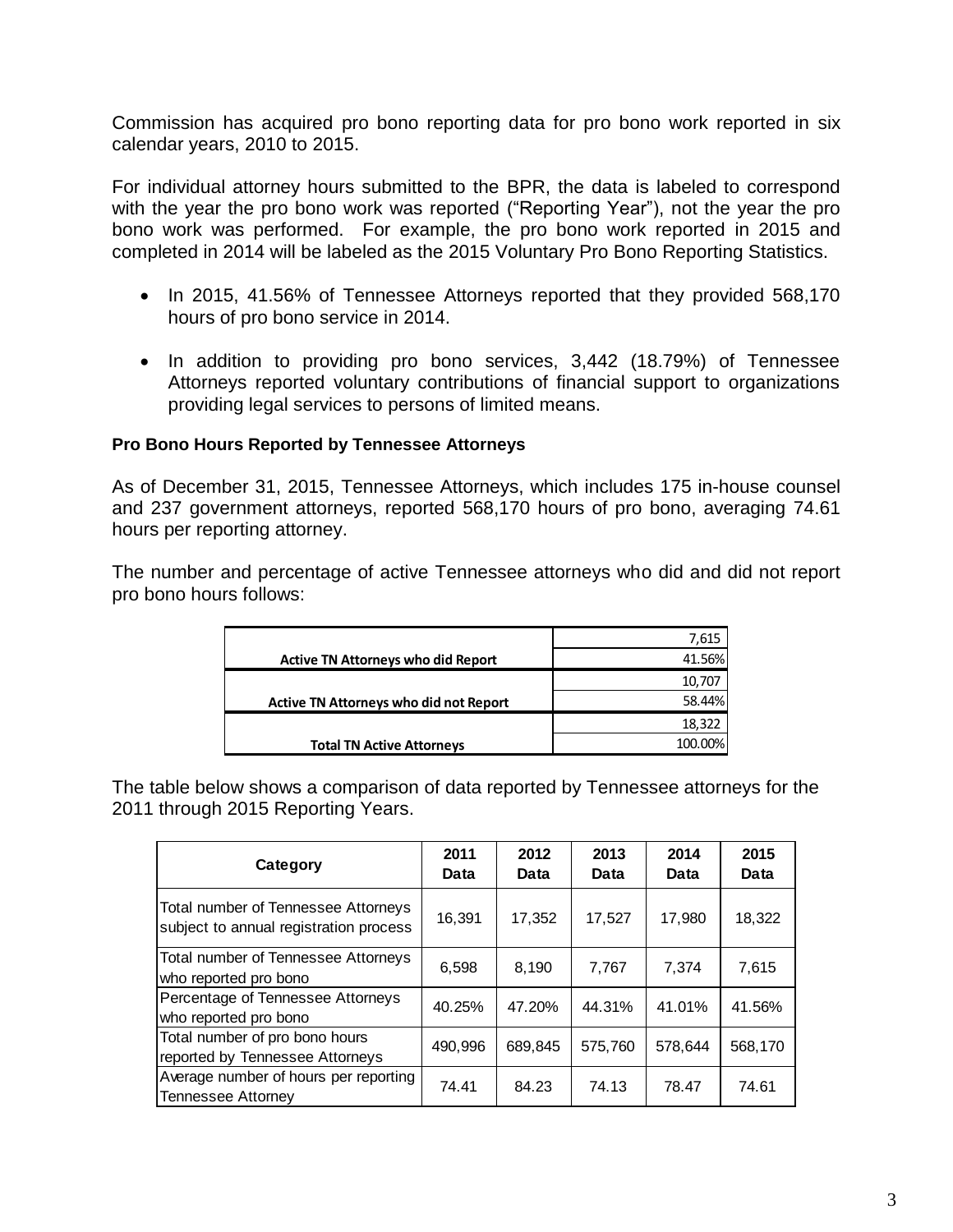Commission has acquired pro bono reporting data for pro bono work reported in six calendar years, 2010 to 2015.

For individual attorney hours submitted to the BPR, the data is labeled to correspond with the year the pro bono work was reported ("Reporting Year"), not the year the pro bono work was performed. For example, the pro bono work reported in 2015 and completed in 2014 will be labeled as the 2015 Voluntary Pro Bono Reporting Statistics.

- In 2015, 41.56% of Tennessee Attorneys reported that they provided 568,170 hours of pro bono service in 2014.
- In addition to providing pro bono services, 3,442 (18.79%) of Tennessee Attorneys reported voluntary contributions of financial support to organizations providing legal services to persons of limited means.

**Pro Bono Hours Reported by Tennessee Attorneys**

As of December 31, 2015, Tennessee Attorneys, which includes 175 in-house counsel and 237 government attorneys, reported 568,170 hours of pro bono, averaging 74.61 hours per reporting attorney.

The number and percentage of active Tennessee attorneys who did and did not report pro bono hours follows:

| | |
|---|---|
| **Active TN Attorneys who did Report** | 7,615 |
| | 41.56% |
| **Active TN Attorneys who did not Report** | 10,707 |
| | 58.44% |
| **Total TN Active Attorneys** | 18,322 |
| | 100.00% |

The table below shows a comparison of data reported by Tennessee attorneys for the 2011 through 2015 Reporting Years.

| Category | 2011 Data | 2012 Data | 2013 Data | 2014 Data | 2015 Data |
|---|---|---|---|---|---|
| Total number of Tennessee Attorneys subject to annual registration process | 16,391 | 17,352 | 17,527 | 17,980 | 18,322 |
| Total number of Tennessee Attorneys who reported pro bono | 6,598 | 8,190 | 7,767 | 7,374 | 7,615 |
| Percentage of Tennessee Attorneys who reported pro bono | 40.25% | 47.20% | 44.31% | 41.01% | 41.56% |
| Total number of pro bono hours reported by Tennessee Attorneys | 490,996 | 689,845 | 575,760 | 578,644 | 568,170 |
| Average number of hours per reporting Tennessee Attorney | 74.41 | 84.23 | 74.13 | 78.47 | 74.61 |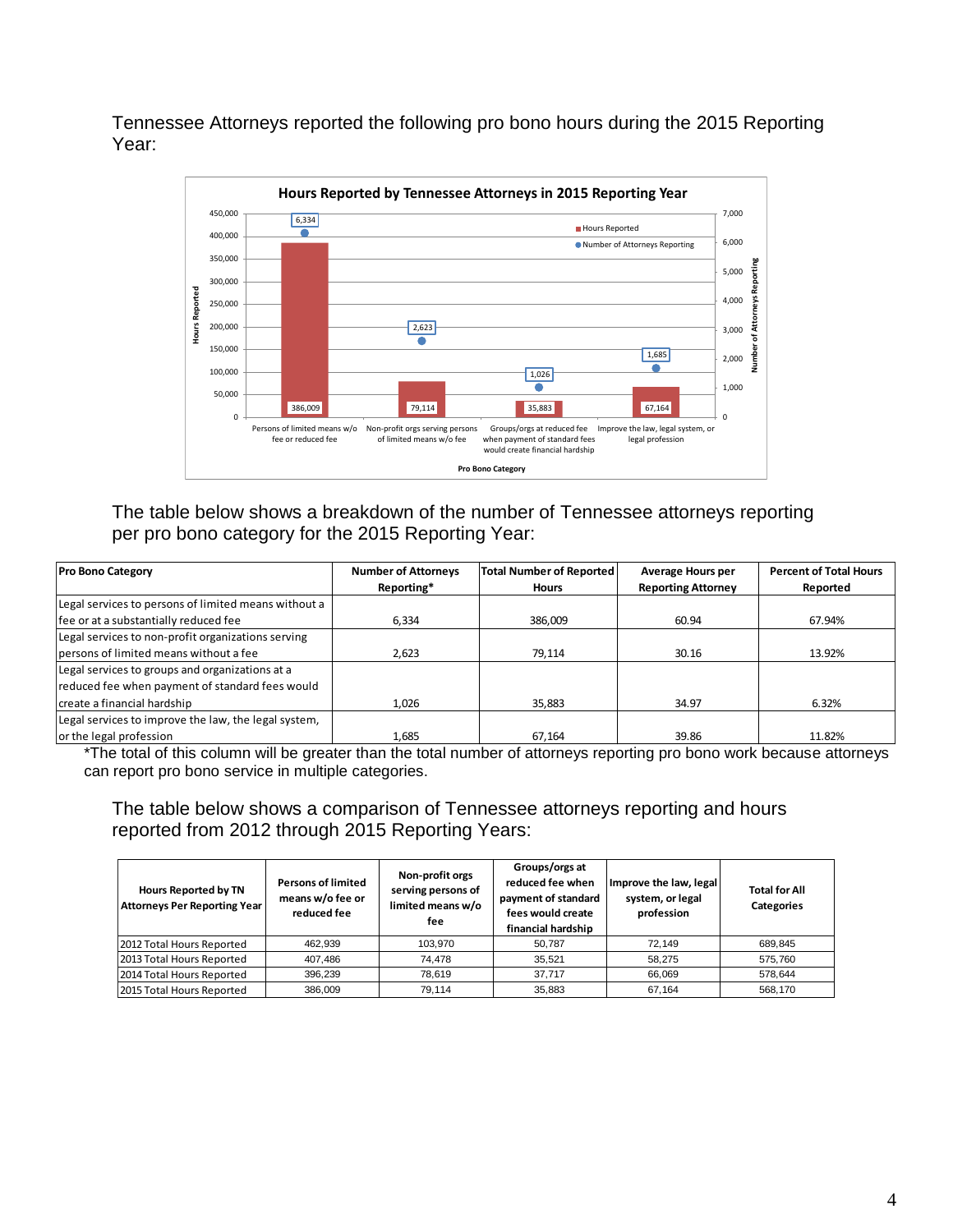Tennessee Attorneys reported the following pro bono hours during the 2015 Reporting Year:

**Hours Reported by Tennessee Attorneys in 2015 Reporting Year**

| Pro Bono Category | Hours Reported | Number of Attorneys Reporting |
|---|---|---|
| Persons of limited means w/o fee or reduced fee | 386,009 | 6,334 |
| Non-profit orgs serving persons of limited means w/o fee | 79,114 | 2,623 |
| Groups/orgs at reduced fee when payment of standard fees would create financial hardship | 35,883 | 1,026 |
| Improve the law, legal system, or legal profession | 67,164 | 1,685 |

The table below shows a breakdown of the number of Tennessee attorneys reporting per pro bono category for the 2015 Reporting Year:

| Pro Bono Category | Number of Attorneys Reporting* | Total Number of Reported Hours | Average Hours per Reporting Attorney | Percent of Total Hours Reported |
|---|---|---|---|---|
| Legal services to persons of limited means without a fee or at a substantially reduced fee | 6,334 | 386,009 | 60.94 | 67.94% |
| Legal services to non-profit organizations serving persons of limited means without a fee | 2,623 | 79,114 | 30.16 | 13.92% |
| Legal services to groups and organizations at a reduced fee when payment of standard fees would create a financial hardship | 1,026 | 35,883 | 34.97 | 6.32% |
| Legal services to improve the law, the legal system, or the legal profession | 1,685 | 67,164 | 39.86 | 11.82% |

*The total of this column will be greater than the total number of attorneys reporting pro bono work because attorneys can report pro bono service in multiple categories.

The table below shows a comparison of Tennessee attorneys reporting and hours reported from 2012 through 2015 Reporting Years:

| Hours Reported by TN Attorneys Per Reporting Year | Persons of limited means w/o fee or reduced fee | Non-profit orgs serving persons of limited means w/o fee | Groups/orgs at reduced fee when payment of standard fees would create financial hardship | Improve the law, legal system, or legal profession | Total for All Categories |
|---|---|---|---|---|---|
| 2012 Total Hours Reported | 462,939 | 103,970 | 50,787 | 72,149 | 689,845 |
| 2013 Total Hours Reported | 407,486 | 74,478 | 35,521 | 58,275 | 575,760 |
| 2014 Total Hours Reported | 396,239 | 78,619 | 37,717 | 66,069 | 578,644 |
| 2015 Total Hours Reported | 386,009 | 79,114 | 35,883 | 67,164 | 568,170 |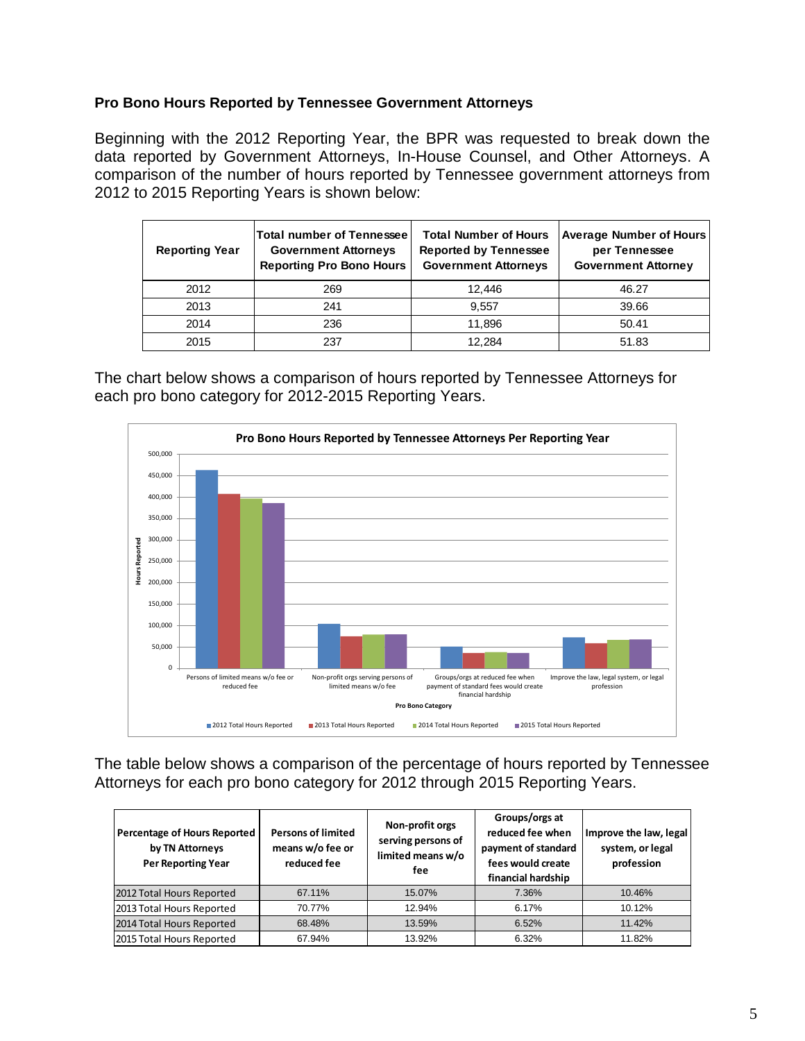**Pro Bono Hours Reported by Tennessee Government Attorneys**

Beginning with the 2012 Reporting Year, the BPR was requested to break down the data reported by Government Attorneys, In-House Counsel, and Other Attorneys. A comparison of the number of hours reported by Tennessee government attorneys from 2012 to 2015 Reporting Years is shown below:

| Reporting Year | Total number of Tennessee Government Attorneys Reporting Pro Bono Hours | Total Number of Hours Reported by Tennessee Government Attorneys | Average Number of Hours per Tennessee Government Attorney |
|---|---|---|---|
| 2012 | 269 | 12,446 | 46.27 |
| 2013 | 241 | 9,557 | 39.66 |
| 2014 | 236 | 11,896 | 50.41 |
| 2015 | 237 | 12,284 | 51.83 |

The chart below shows a comparison of hours reported by Tennessee Attorneys for each pro bono category for 2012-2015 Reporting Years.

**Pro Bono Hours Reported by Tennessee Attorneys Per Reporting Year**

Y-axis: Hours Reported (0 – 500,000). X-axis: Pro Bono Category — Persons of limited means w/o fee or reduced fee; Non-profit orgs serving persons of limited means w/o fee; Groups/orgs at reduced fee when payment of standard fees would create financial hardship; Improve the law, legal system, or legal profession.

Legend: 2012 Total Hours Reported; 2013 Total Hours Reported; 2014 Total Hours Reported; 2015 Total Hours Reported

The table below shows a comparison of the percentage of hours reported by Tennessee Attorneys for each pro bono category for 2012 through 2015 Reporting Years.

| Percentage of Hours Reported by TN Attorneys Per Reporting Year | Persons of limited means w/o fee or reduced fee | Non-profit orgs serving persons of limited means w/o fee | Groups/orgs at reduced fee when payment of standard fees would create financial hardship | Improve the law, legal system, or legal profession |
|---|---|---|---|---|
| 2012 Total Hours Reported | 67.11% | 15.07% | 7.36% | 10.46% |
| 2013 Total Hours Reported | 70.77% | 12.94% | 6.17% | 10.12% |
| 2014 Total Hours Reported | 68.48% | 13.59% | 6.52% | 11.42% |
| 2015 Total Hours Reported | 67.94% | 13.92% | 6.32% | 11.82% |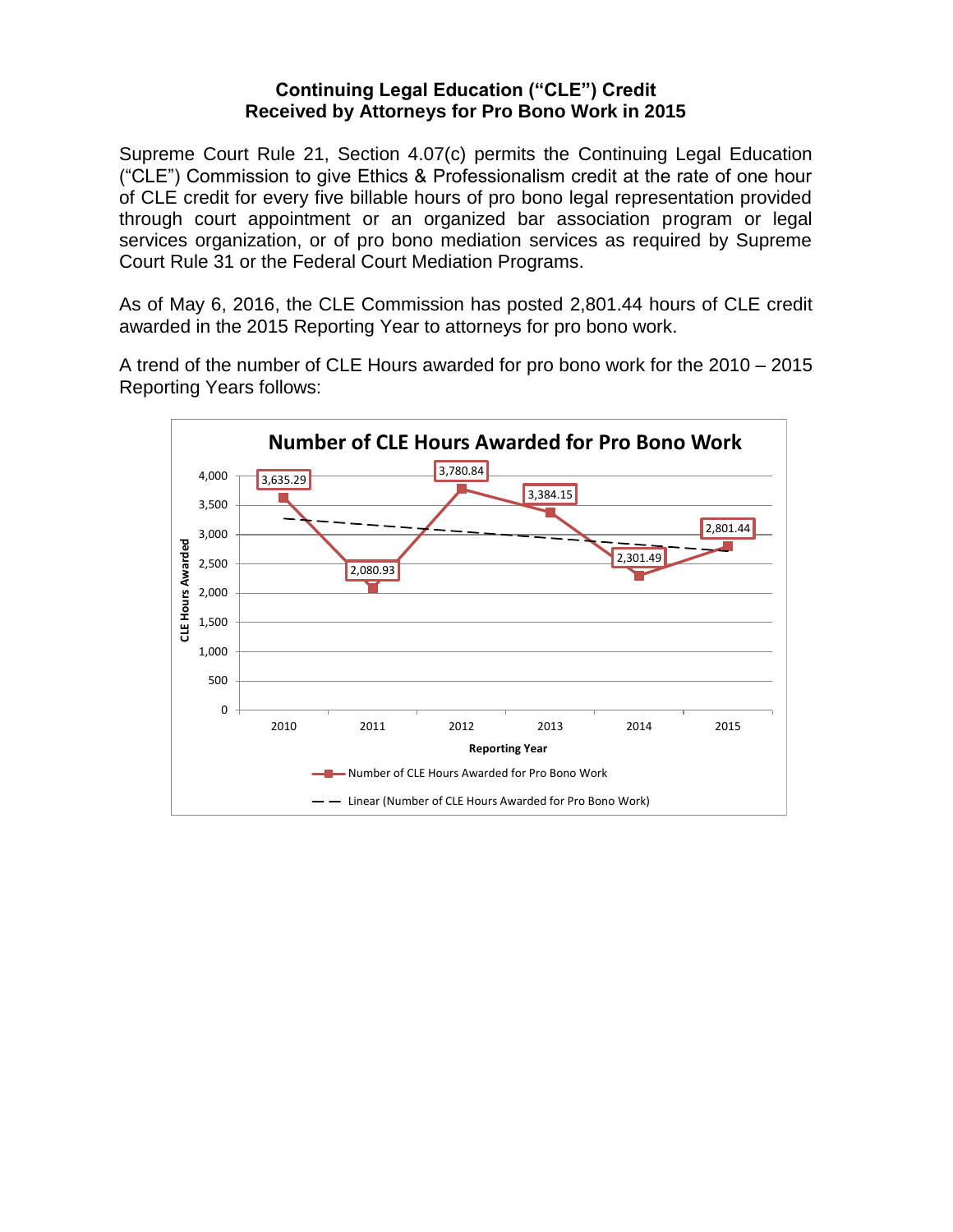## Continuing Legal Education ("CLE") Credit Received by Attorneys for Pro Bono Work in 2015

Supreme Court Rule 21, Section 4.07(c) permits the Continuing Legal Education ("CLE") Commission to give Ethics & Professionalism credit at the rate of one hour of CLE credit for every five billable hours of pro bono legal representation provided through court appointment or an organized bar association program or legal services organization, or of pro bono mediation services as required by Supreme Court Rule 31 or the Federal Court Mediation Programs.

As of May 6, 2016, the CLE Commission has posted 2,801.44 hours of CLE credit awarded in the 2015 Reporting Year to attorneys for pro bono work.

A trend of the number of CLE Hours awarded for pro bono work for the 2010 – 2015 Reporting Years follows:

**Number of CLE Hours Awarded for Pro Bono Work**

| Reporting Year | Number of CLE Hours Awarded for Pro Bono Work |
|---|---|
| 2010 | 3,635.29 |
| 2011 | 2,080.93 |
| 2012 | 3,780.84 |
| 2013 | 3,384.15 |
| 2014 | 2,301.49 |
| 2015 | 2,801.44 |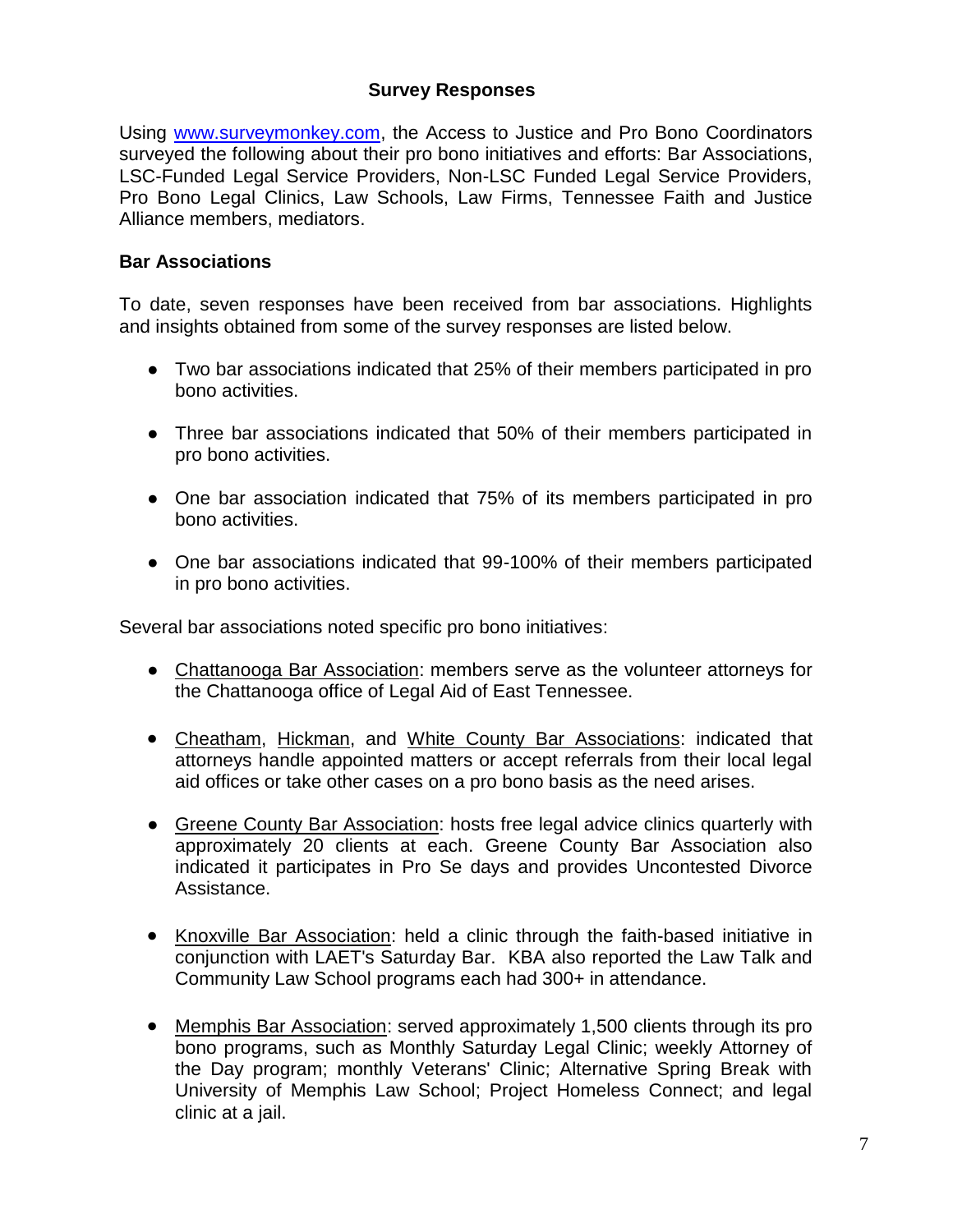### Survey Responses

Using www.surveymonkey.com, the Access to Justice and Pro Bono Coordinators surveyed the following about their pro bono initiatives and efforts: Bar Associations, LSC-Funded Legal Service Providers, Non-LSC Funded Legal Service Providers, Pro Bono Legal Clinics, Law Schools, Law Firms, Tennessee Faith and Justice Alliance members, mediators.

#### Bar Associations

To date, seven responses have been received from bar associations. Highlights and insights obtained from some of the survey responses are listed below.

- Two bar associations indicated that 25% of their members participated in pro bono activities.
- Three bar associations indicated that 50% of their members participated in pro bono activities.
- One bar association indicated that 75% of its members participated in pro bono activities.
- One bar associations indicated that 99-100% of their members participated in pro bono activities.

Several bar associations noted specific pro bono initiatives:

- <u>Chattanooga Bar Association</u>: members serve as the volunteer attorneys for the Chattanooga office of Legal Aid of East Tennessee.
- <u>Cheatham</u>, <u>Hickman</u>, and <u>White County Bar Associations</u>: indicated that attorneys handle appointed matters or accept referrals from their local legal aid offices or take other cases on a pro bono basis as the need arises.
- <u>Greene County Bar Association</u>: hosts free legal advice clinics quarterly with approximately 20 clients at each. Greene County Bar Association also indicated it participates in Pro Se days and provides Uncontested Divorce Assistance.
- <u>Knoxville Bar Association</u>: held a clinic through the faith-based initiative in conjunction with LAET's Saturday Bar. KBA also reported the Law Talk and Community Law School programs each had 300+ in attendance.
- <u>Memphis Bar Association</u>: served approximately 1,500 clients through its pro bono programs, such as Monthly Saturday Legal Clinic; weekly Attorney of the Day program; monthly Veterans' Clinic; Alternative Spring Break with University of Memphis Law School; Project Homeless Connect; and legal clinic at a jail.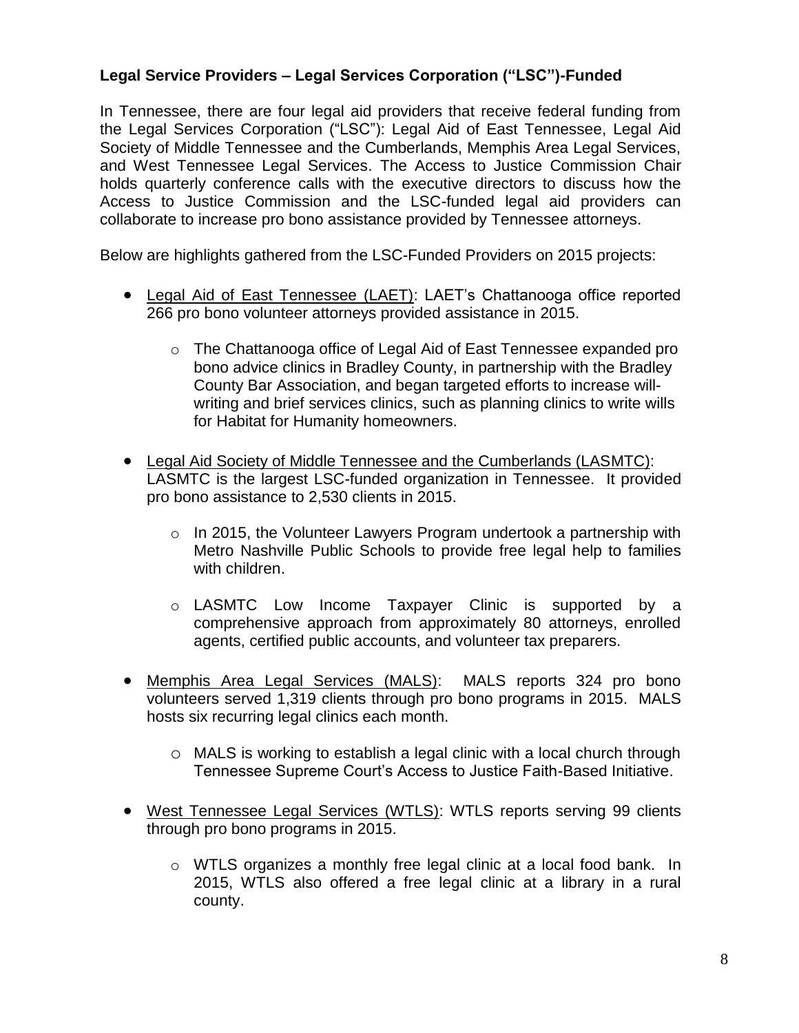### Legal Service Providers – Legal Services Corporation ("LSC")-Funded

In Tennessee, there are four legal aid providers that receive federal funding from the Legal Services Corporation ("LSC"): Legal Aid of East Tennessee, Legal Aid Society of Middle Tennessee and the Cumberlands, Memphis Area Legal Services, and West Tennessee Legal Services. The Access to Justice Commission Chair holds quarterly conference calls with the executive directors to discuss how the Access to Justice Commission and the LSC-funded legal aid providers can collaborate to increase pro bono assistance provided by Tennessee attorneys.

Below are highlights gathered from the LSC-Funded Providers on 2015 projects:

- Legal Aid of East Tennessee (LAET): LAET's Chattanooga office reported 266 pro bono volunteer attorneys provided assistance in 2015.
  - The Chattanooga office of Legal Aid of East Tennessee expanded pro bono advice clinics in Bradley County, in partnership with the Bradley County Bar Association, and began targeted efforts to increase will-writing and brief services clinics, such as planning clinics to write wills for Habitat for Humanity homeowners.
- Legal Aid Society of Middle Tennessee and the Cumberlands (LASMTC): LASMTC is the largest LSC-funded organization in Tennessee. It provided pro bono assistance to 2,530 clients in 2015.
  - In 2015, the Volunteer Lawyers Program undertook a partnership with Metro Nashville Public Schools to provide free legal help to families with children.
  - LASMTC Low Income Taxpayer Clinic is supported by a comprehensive approach from approximately 80 attorneys, enrolled agents, certified public accounts, and volunteer tax preparers.
- Memphis Area Legal Services (MALS): MALS reports 324 pro bono volunteers served 1,319 clients through pro bono programs in 2015. MALS hosts six recurring legal clinics each month.
  - MALS is working to establish a legal clinic with a local church through Tennessee Supreme Court's Access to Justice Faith-Based Initiative.
- West Tennessee Legal Services (WTLS): WTLS reports serving 99 clients through pro bono programs in 2015.
  - WTLS organizes a monthly free legal clinic at a local food bank. In 2015, WTLS also offered a free legal clinic at a library in a rural county.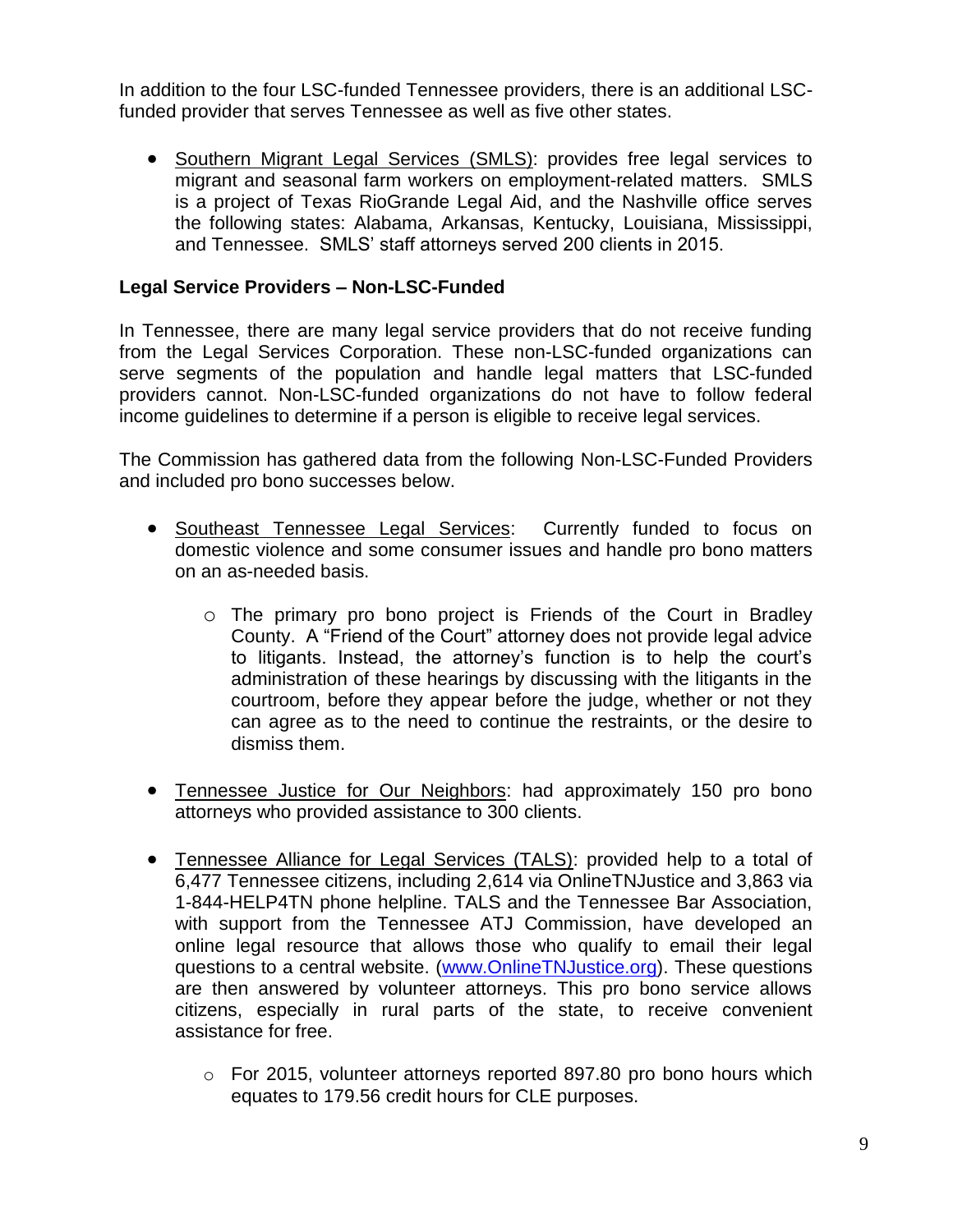In addition to the four LSC-funded Tennessee providers, there is an additional LSC-funded provider that serves Tennessee as well as five other states.

- Southern Migrant Legal Services (SMLS): provides free legal services to migrant and seasonal farm workers on employment-related matters. SMLS is a project of Texas RioGrande Legal Aid, and the Nashville office serves the following states: Alabama, Arkansas, Kentucky, Louisiana, Mississippi, and Tennessee. SMLS' staff attorneys served 200 clients in 2015.

**Legal Service Providers – Non-LSC-Funded**

In Tennessee, there are many legal service providers that do not receive funding from the Legal Services Corporation. These non-LSC-funded organizations can serve segments of the population and handle legal matters that LSC-funded providers cannot. Non-LSC-funded organizations do not have to follow federal income guidelines to determine if a person is eligible to receive legal services.

The Commission has gathered data from the following Non-LSC-Funded Providers and included pro bono successes below.

- Southeast Tennessee Legal Services: Currently funded to focus on domestic violence and some consumer issues and handle pro bono matters on an as-needed basis.
  - The primary pro bono project is Friends of the Court in Bradley County. A "Friend of the Court" attorney does not provide legal advice to litigants. Instead, the attorney's function is to help the court's administration of these hearings by discussing with the litigants in the courtroom, before they appear before the judge, whether or not they can agree as to the need to continue the restraints, or the desire to dismiss them.

- Tennessee Justice for Our Neighbors: had approximately 150 pro bono attorneys who provided assistance to 300 clients.

- Tennessee Alliance for Legal Services (TALS): provided help to a total of 6,477 Tennessee citizens, including 2,614 via OnlineTNJustice and 3,863 via 1-844-HELP4TN phone helpline. TALS and the Tennessee Bar Association, with support from the Tennessee ATJ Commission, have developed an online legal resource that allows those who qualify to email their legal questions to a central website. (www.OnlineTNJustice.org). These questions are then answered by volunteer attorneys. This pro bono service allows citizens, especially in rural parts of the state, to receive convenient assistance for free.
  - For 2015, volunteer attorneys reported 897.80 pro bono hours which equates to 179.56 credit hours for CLE purposes.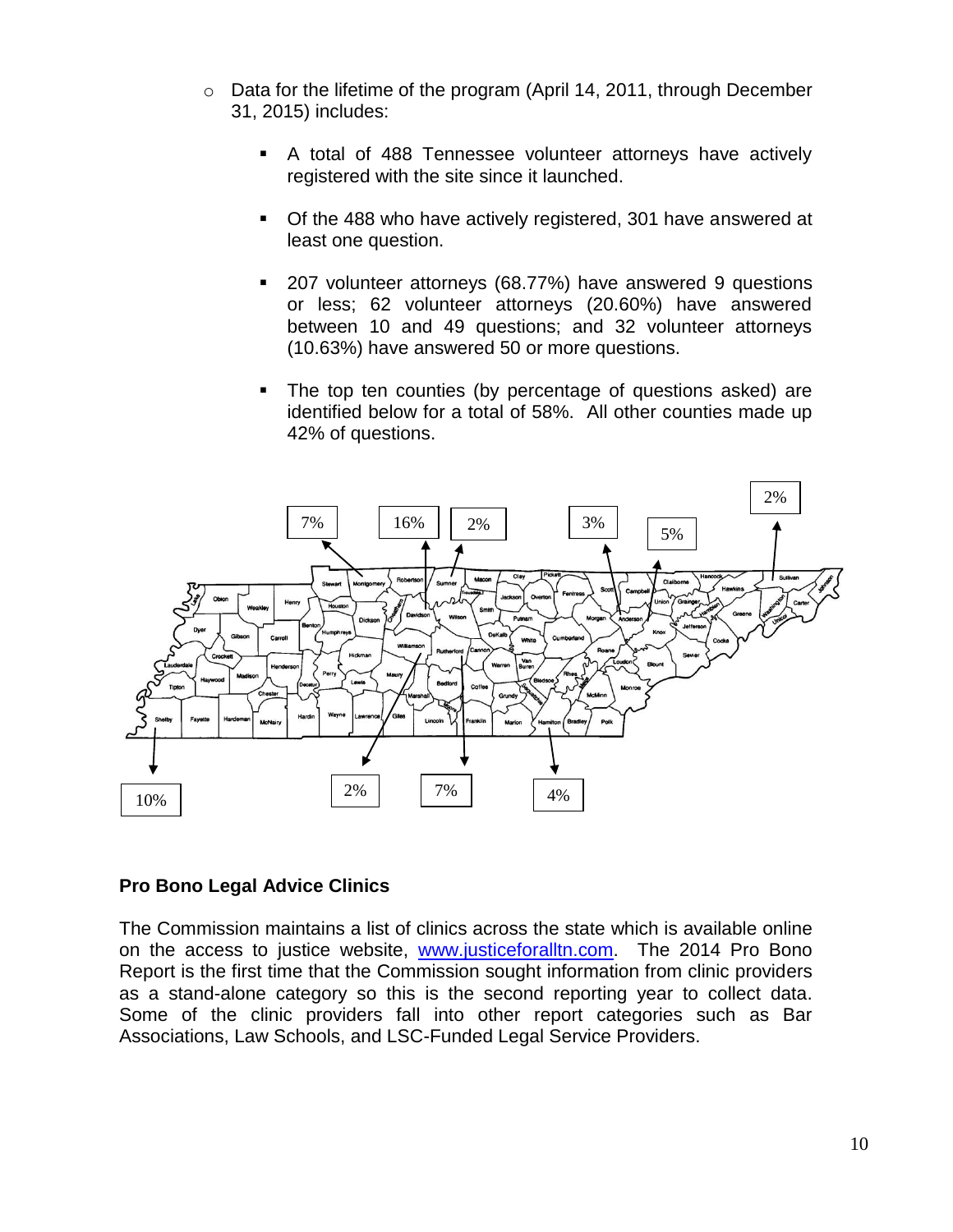- Data for the lifetime of the program (April 14, 2011, through December 31, 2015) includes:
  - A total of 488 Tennessee volunteer attorneys have actively registered with the site since it launched.
  - Of the 488 who have actively registered, 301 have answered at least one question.
  - 207 volunteer attorneys (68.77%) have answered 9 questions or less; 62 volunteer attorneys (20.60%) have answered between 10 and 49 questions; and 32 volunteer attorneys (10.63%) have answered 50 or more questions.
  - The top ten counties (by percentage of questions asked) are identified below for a total of 58%. All other counties made up 42% of questions.

## Pro Bono Legal Advice Clinics

The Commission maintains a list of clinics across the state which is available online on the access to justice website, www.justiceforalltn.com. The 2014 Pro Bono Report is the first time that the Commission sought information from clinic providers as a stand-alone category so this is the second reporting year to collect data. Some of the clinic providers fall into other report categories such as Bar Associations, Law Schools, and LSC-Funded Legal Service Providers.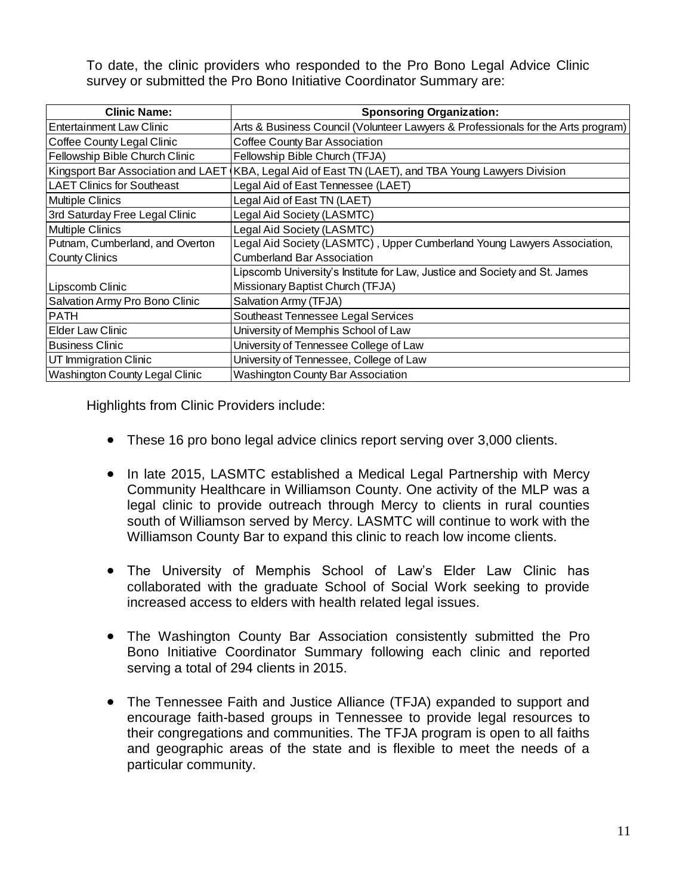To date, the clinic providers who responded to the Pro Bono Legal Advice Clinic survey or submitted the Pro Bono Initiative Coordinator Summary are:

| Clinic Name: | Sponsoring Organization: |
|---|---|
| Entertainment Law Clinic | Arts & Business Council (Volunteer Lawyers & Professionals for the Arts program) |
| Coffee County Legal Clinic | Coffee County Bar Association |
| Fellowship Bible Church Clinic | Fellowship Bible Church (TFJA) |
| Kingsport Bar Association and LAET ( | KBA, Legal Aid of East TN (LAET), and TBA Young Lawyers Division |
| LAET Clinics for Southeast | Legal Aid of East Tennessee (LAET) |
| Multiple Clinics | Legal Aid of East TN (LAET) |
| 3rd Saturday Free Legal Clinic | Legal Aid Society (LASMTC) |
| Multiple Clinics | Legal Aid Society (LASMTC) |
| Putnam, Cumberland, and Overton County Clinics | Legal Aid Society (LASMTC) , Upper Cumberland Young Lawyers Association, Cumberland Bar Association |
| Lipscomb Clinic | Lipscomb University's Institute for Law, Justice and Society and St. James Missionary Baptist Church (TFJA) |
| Salvation Army Pro Bono Clinic | Salvation Army (TFJA) |
| PATH | Southeast Tennessee Legal Services |
| Elder Law Clinic | University of Memphis School of Law |
| Business Clinic | University of Tennessee College of Law |
| UT Immigration Clinic | University of Tennessee, College of Law |
| Washington County Legal Clinic | Washington County Bar Association |

Highlights from Clinic Providers include:

- These 16 pro bono legal advice clinics report serving over 3,000 clients.
- In late 2015, LASMTC established a Medical Legal Partnership with Mercy Community Healthcare in Williamson County. One activity of the MLP was a legal clinic to provide outreach through Mercy to clients in rural counties south of Williamson served by Mercy. LASMTC will continue to work with the Williamson County Bar to expand this clinic to reach low income clients.
- The University of Memphis School of Law's Elder Law Clinic has collaborated with the graduate School of Social Work seeking to provide increased access to elders with health related legal issues.
- The Washington County Bar Association consistently submitted the Pro Bono Initiative Coordinator Summary following each clinic and reported serving a total of 294 clients in 2015.
- The Tennessee Faith and Justice Alliance (TFJA) expanded to support and encourage faith-based groups in Tennessee to provide legal resources to their congregations and communities. The TFJA program is open to all faiths and geographic areas of the state and is flexible to meet the needs of a particular community.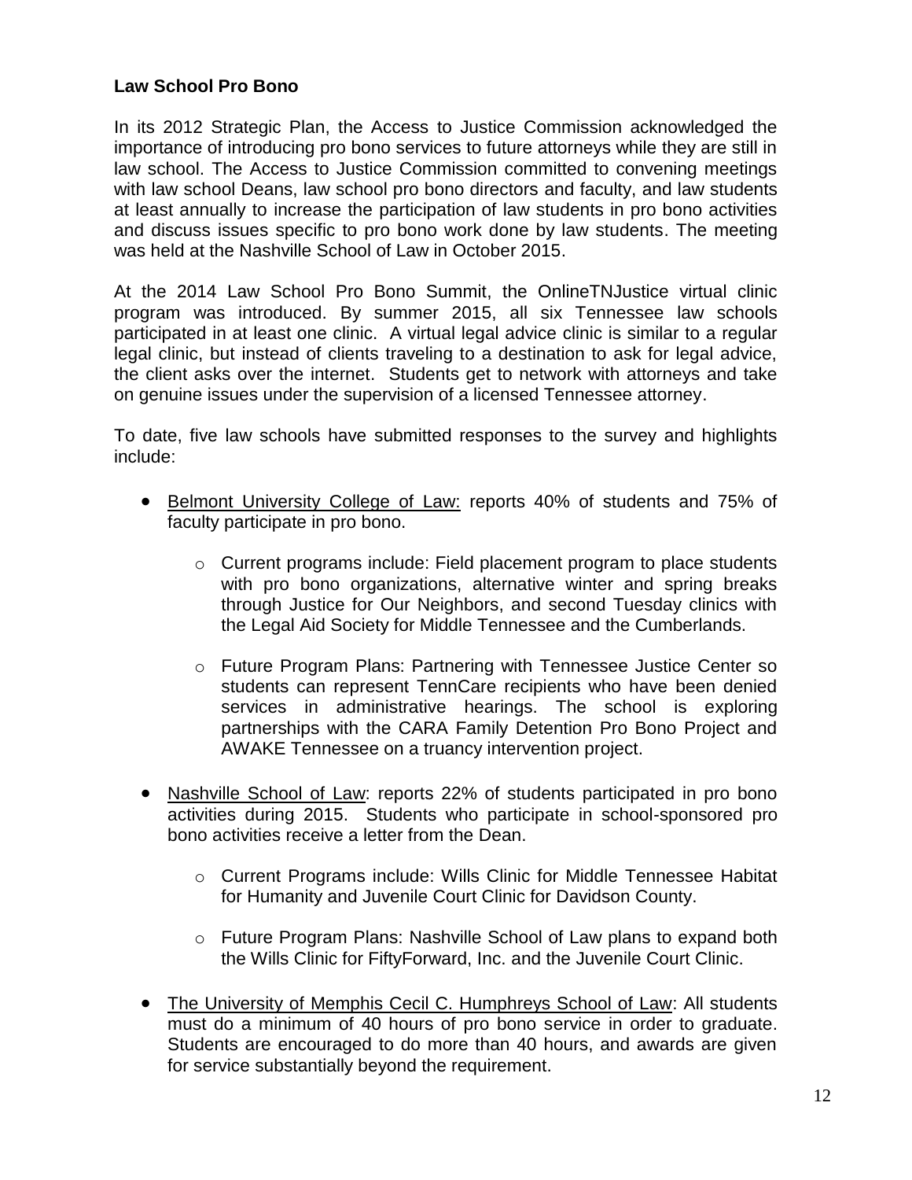**Law School Pro Bono**

In its 2012 Strategic Plan, the Access to Justice Commission acknowledged the importance of introducing pro bono services to future attorneys while they are still in law school. The Access to Justice Commission committed to convening meetings with law school Deans, law school pro bono directors and faculty, and law students at least annually to increase the participation of law students in pro bono activities and discuss issues specific to pro bono work done by law students. The meeting was held at the Nashville School of Law in October 2015.

At the 2014 Law School Pro Bono Summit, the OnlineTNJustice virtual clinic program was introduced. By summer 2015, all six Tennessee law schools participated in at least one clinic. A virtual legal advice clinic is similar to a regular legal clinic, but instead of clients traveling to a destination to ask for legal advice, the client asks over the internet. Students get to network with attorneys and take on genuine issues under the supervision of a licensed Tennessee attorney.

To date, five law schools have submitted responses to the survey and highlights include:

- Belmont University College of Law: reports 40% of students and 75% of faculty participate in pro bono.
    - Current programs include: Field placement program to place students with pro bono organizations, alternative winter and spring breaks through Justice for Our Neighbors, and second Tuesday clinics with the Legal Aid Society for Middle Tennessee and the Cumberlands.
    - Future Program Plans: Partnering with Tennessee Justice Center so students can represent TennCare recipients who have been denied services in administrative hearings. The school is exploring partnerships with the CARA Family Detention Pro Bono Project and AWAKE Tennessee on a truancy intervention project.
- Nashville School of Law: reports 22% of students participated in pro bono activities during 2015. Students who participate in school-sponsored pro bono activities receive a letter from the Dean.
    - Current Programs include: Wills Clinic for Middle Tennessee Habitat for Humanity and Juvenile Court Clinic for Davidson County.
    - Future Program Plans: Nashville School of Law plans to expand both the Wills Clinic for FiftyForward, Inc. and the Juvenile Court Clinic.
- The University of Memphis Cecil C. Humphreys School of Law: All students must do a minimum of 40 hours of pro bono service in order to graduate. Students are encouraged to do more than 40 hours, and awards are given for service substantially beyond the requirement.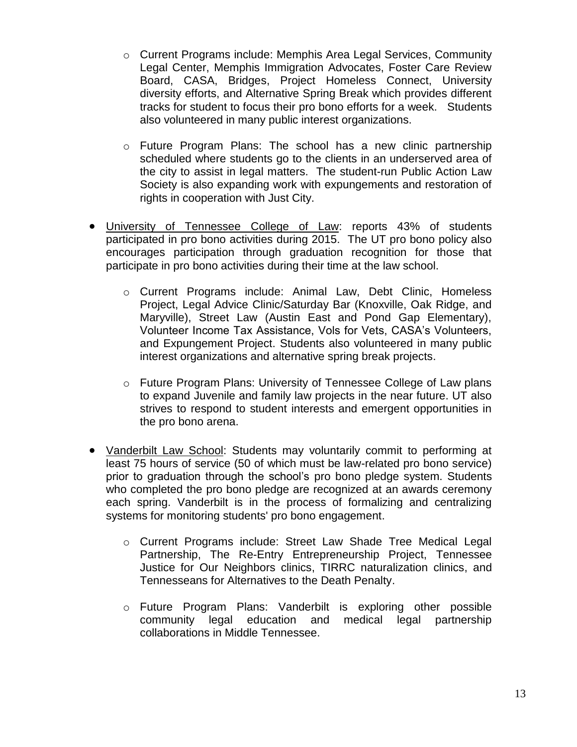- Current Programs include: Memphis Area Legal Services, Community Legal Center, Memphis Immigration Advocates, Foster Care Review Board, CASA, Bridges, Project Homeless Connect, University diversity efforts, and Alternative Spring Break which provides different tracks for student to focus their pro bono efforts for a week. Students also volunteered in many public interest organizations.

  - Future Program Plans: The school has a new clinic partnership scheduled where students go to the clients in an underserved area of the city to assist in legal matters. The student-run Public Action Law Society is also expanding work with expungements and restoration of rights in cooperation with Just City.

- <u>University of Tennessee College of Law</u>: reports 43% of students participated in pro bono activities during 2015. The UT pro bono policy also encourages participation through graduation recognition for those that participate in pro bono activities during their time at the law school.

  - Current Programs include: Animal Law, Debt Clinic, Homeless Project, Legal Advice Clinic/Saturday Bar (Knoxville, Oak Ridge, and Maryville), Street Law (Austin East and Pond Gap Elementary), Volunteer Income Tax Assistance, Vols for Vets, CASA's Volunteers, and Expungement Project. Students also volunteered in many public interest organizations and alternative spring break projects.

  - Future Program Plans: University of Tennessee College of Law plans to expand Juvenile and family law projects in the near future. UT also strives to respond to student interests and emergent opportunities in the pro bono arena.

- <u>Vanderbilt Law School</u>: Students may voluntarily commit to performing at least 75 hours of service (50 of which must be law-related pro bono service) prior to graduation through the school's pro bono pledge system. Students who completed the pro bono pledge are recognized at an awards ceremony each spring. Vanderbilt is in the process of formalizing and centralizing systems for monitoring students' pro bono engagement.

  - Current Programs include: Street Law Shade Tree Medical Legal Partnership, The Re-Entry Entrepreneurship Project, Tennessee Justice for Our Neighbors clinics, TIRRC naturalization clinics, and Tennesseans for Alternatives to the Death Penalty.

  - Future Program Plans: Vanderbilt is exploring other possible community legal education and medical legal partnership collaborations in Middle Tennessee.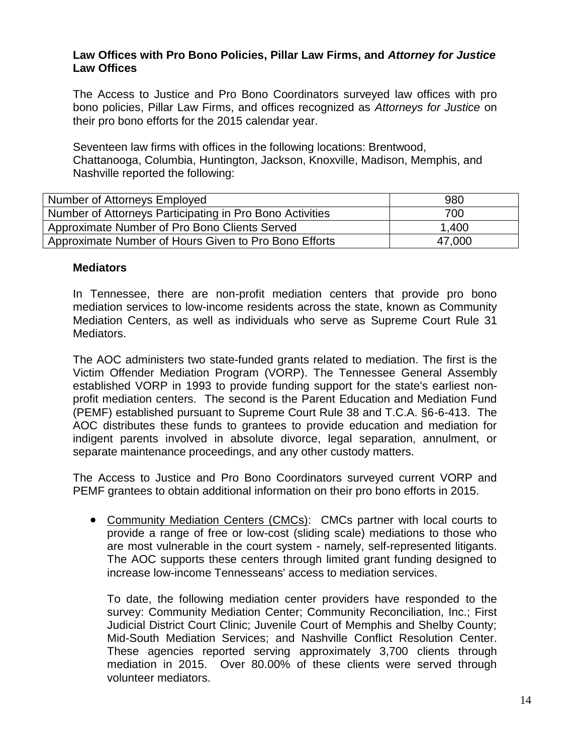### Law Offices with Pro Bono Policies, Pillar Law Firms, and *Attorney for Justice* Law Offices

The Access to Justice and Pro Bono Coordinators surveyed law offices with pro bono policies, Pillar Law Firms, and offices recognized as *Attorneys for Justice* on their pro bono efforts for the 2015 calendar year.

Seventeen law firms with offices in the following locations: Brentwood, Chattanooga, Columbia, Huntington, Jackson, Knoxville, Madison, Memphis, and Nashville reported the following:

| | |
|---|---|
| Number of Attorneys Employed | 980 |
| Number of Attorneys Participating in Pro Bono Activities | 700 |
| Approximate Number of Pro Bono Clients Served | 1,400 |
| Approximate Number of Hours Given to Pro Bono Efforts | 47,000 |

### Mediators

In Tennessee, there are non-profit mediation centers that provide pro bono mediation services to low-income residents across the state, known as Community Mediation Centers, as well as individuals who serve as Supreme Court Rule 31 Mediators.

The AOC administers two state-funded grants related to mediation. The first is the Victim Offender Mediation Program (VORP). The Tennessee General Assembly established VORP in 1993 to provide funding support for the state's earliest non-profit mediation centers. The second is the Parent Education and Mediation Fund (PEMF) established pursuant to Supreme Court Rule 38 and T.C.A. §6-6-413. The AOC distributes these funds to grantees to provide education and mediation for indigent parents involved in absolute divorce, legal separation, annulment, or separate maintenance proceedings, and any other custody matters.

The Access to Justice and Pro Bono Coordinators surveyed current VORP and PEMF grantees to obtain additional information on their pro bono efforts in 2015.

- Community Mediation Centers (CMCs): CMCs partner with local courts to provide a range of free or low-cost (sliding scale) mediations to those who are most vulnerable in the court system - namely, self-represented litigants. The AOC supports these centers through limited grant funding designed to increase low-income Tennesseans' access to mediation services.

  To date, the following mediation center providers have responded to the survey: Community Mediation Center; Community Reconciliation, Inc.; First Judicial District Court Clinic; Juvenile Court of Memphis and Shelby County; Mid-South Mediation Services; and Nashville Conflict Resolution Center. These agencies reported serving approximately 3,700 clients through mediation in 2015. Over 80.00% of these clients were served through volunteer mediators.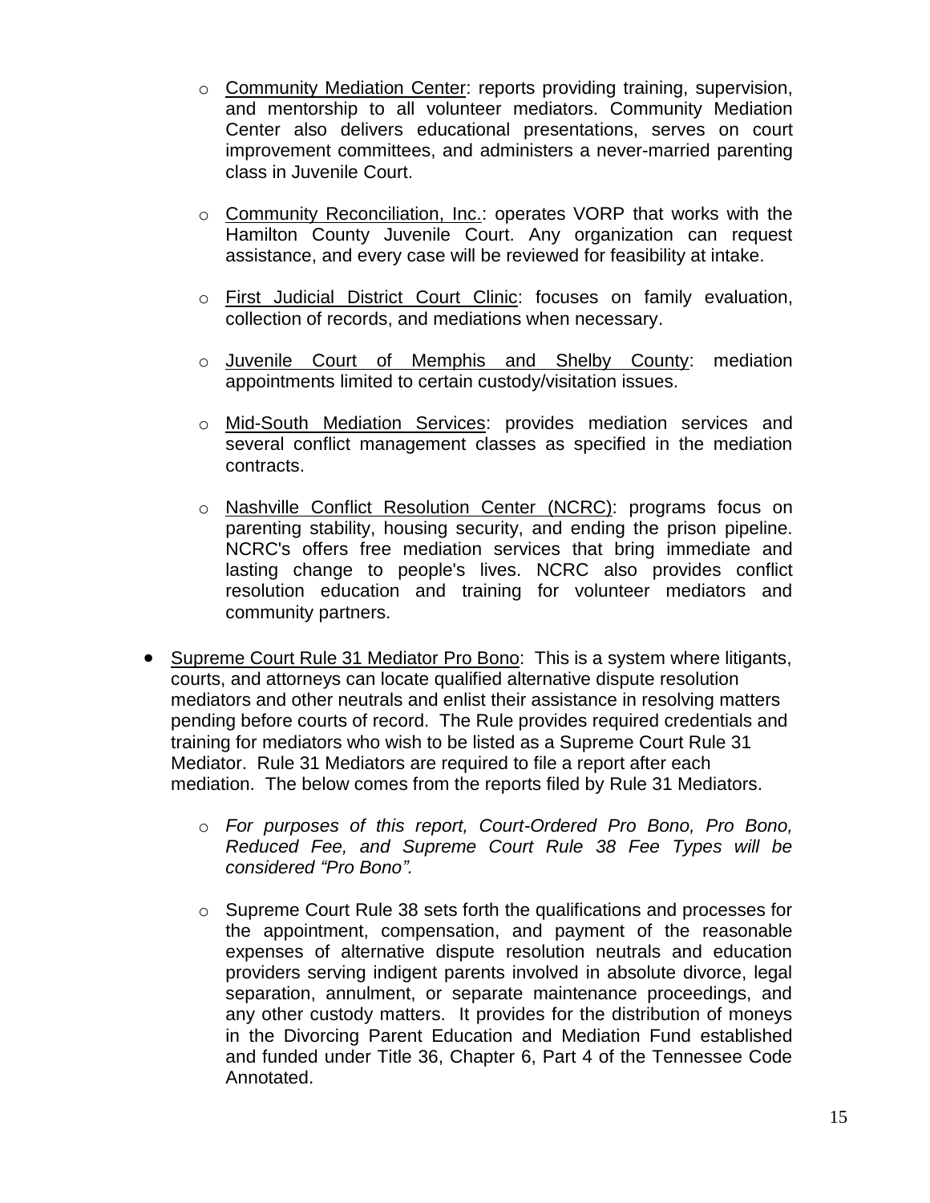- <u>Community Mediation Center</u>: reports providing training, supervision, and mentorship to all volunteer mediators. Community Mediation Center also delivers educational presentations, serves on court improvement committees, and administers a never-married parenting class in Juvenile Court.

  - <u>Community Reconciliation, Inc.</u>: operates VORP that works with the Hamilton County Juvenile Court. Any organization can request assistance, and every case will be reviewed for feasibility at intake.

  - <u>First Judicial District Court Clinic</u>: focuses on family evaluation, collection of records, and mediations when necessary.

  - <u>Juvenile Court of Memphis and Shelby County</u>: mediation appointments limited to certain custody/visitation issues.

  - <u>Mid-South Mediation Services</u>: provides mediation services and several conflict management classes as specified in the mediation contracts.

  - <u>Nashville Conflict Resolution Center (NCRC)</u>: programs focus on parenting stability, housing security, and ending the prison pipeline. NCRC's offers free mediation services that bring immediate and lasting change to people's lives. NCRC also provides conflict resolution education and training for volunteer mediators and community partners.

- <u>Supreme Court Rule 31 Mediator Pro Bono</u>: This is a system where litigants, courts, and attorneys can locate qualified alternative dispute resolution mediators and other neutrals and enlist their assistance in resolving matters pending before courts of record. The Rule provides required credentials and training for mediators who wish to be listed as a Supreme Court Rule 31 Mediator. Rule 31 Mediators are required to file a report after each mediation. The below comes from the reports filed by Rule 31 Mediators.

  - *For purposes of this report, Court-Ordered Pro Bono, Pro Bono, Reduced Fee, and Supreme Court Rule 38 Fee Types will be considered "Pro Bono".*

  - Supreme Court Rule 38 sets forth the qualifications and processes for the appointment, compensation, and payment of the reasonable expenses of alternative dispute resolution neutrals and education providers serving indigent parents involved in absolute divorce, legal separation, annulment, or separate maintenance proceedings, and any other custody matters. It provides for the distribution of moneys in the Divorcing Parent Education and Mediation Fund established and funded under Title 36, Chapter 6, Part 4 of the Tennessee Code Annotated.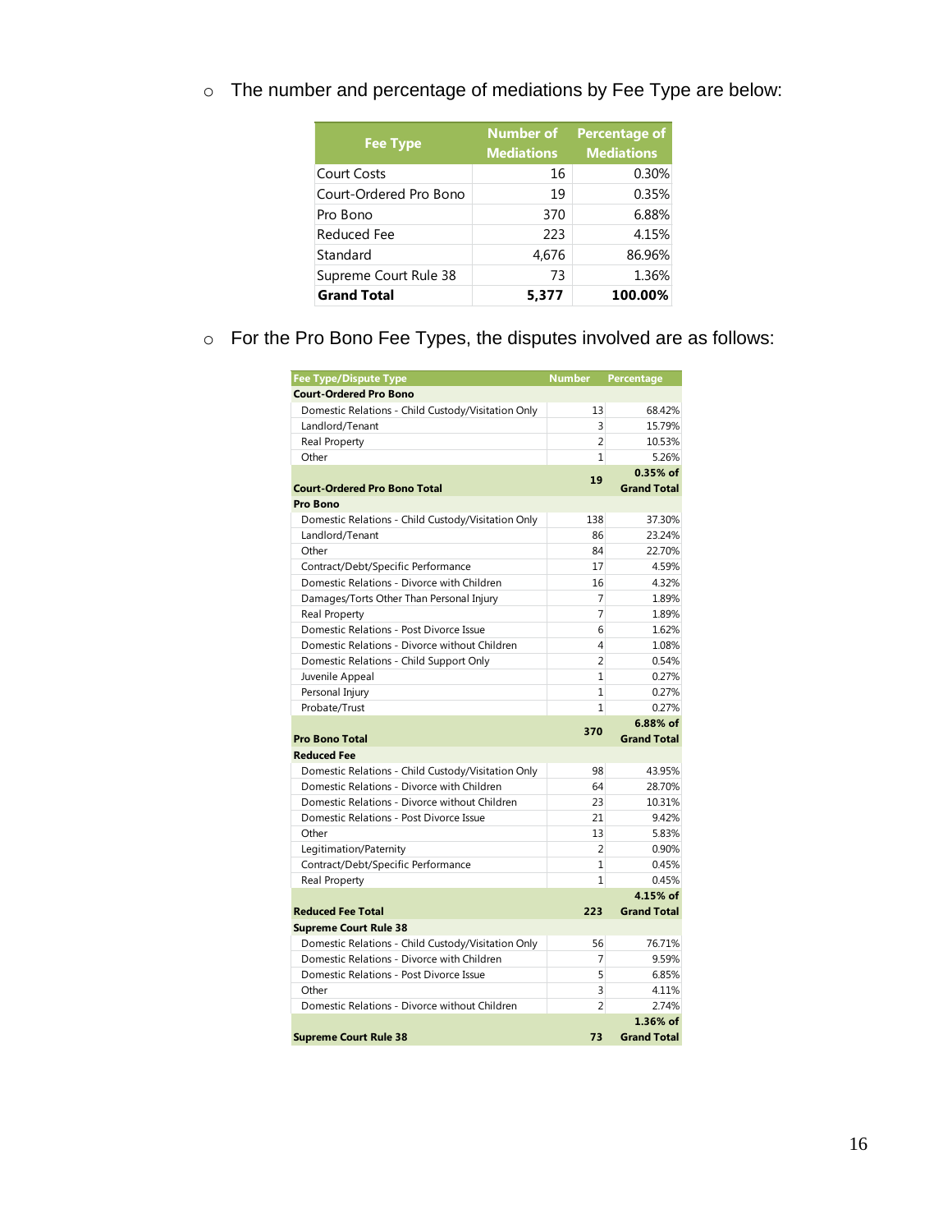- The number and percentage of mediations by Fee Type are below:

| Fee Type | Number of Mediations | Percentage of Mediations |
|---|---|---|
| Court Costs | 16 | 0.30% |
| Court-Ordered Pro Bono | 19 | 0.35% |
| Pro Bono | 370 | 6.88% |
| Reduced Fee | 223 | 4.15% |
| Standard | 4,676 | 86.96% |
| Supreme Court Rule 38 | 73 | 1.36% |
| **Grand Total** | **5,377** | **100.00%** |

- For the Pro Bono Fee Types, the disputes involved are as follows:

| Fee Type/Dispute Type | Number | Percentage |
|---|---|---|
| **Court-Ordered Pro Bono** | | |
| Domestic Relations - Child Custody/Visitation Only | 13 | 68.42% |
| Landlord/Tenant | 3 | 15.79% |
| Real Property | 2 | 10.53% |
| Other | 1 | 5.26% |
| **Court-Ordered Pro Bono Total** | **19** | **0.35% of Grand Total** |
| **Pro Bono** | | |
| Domestic Relations - Child Custody/Visitation Only | 138 | 37.30% |
| Landlord/Tenant | 86 | 23.24% |
| Other | 84 | 22.70% |
| Contract/Debt/Specific Performance | 17 | 4.59% |
| Domestic Relations - Divorce with Children | 16 | 4.32% |
| Damages/Torts Other Than Personal Injury | 7 | 1.89% |
| Real Property | 7 | 1.89% |
| Domestic Relations - Post Divorce Issue | 6 | 1.62% |
| Domestic Relations - Divorce without Children | 4 | 1.08% |
| Domestic Relations - Child Support Only | 2 | 0.54% |
| Juvenile Appeal | 1 | 0.27% |
| Personal Injury | 1 | 0.27% |
| Probate/Trust | 1 | 0.27% |
| **Pro Bono Total** | **370** | **6.88% of Grand Total** |
| **Reduced Fee** | | |
| Domestic Relations - Child Custody/Visitation Only | 98 | 43.95% |
| Domestic Relations - Divorce with Children | 64 | 28.70% |
| Domestic Relations - Divorce without Children | 23 | 10.31% |
| Domestic Relations - Post Divorce Issue | 21 | 9.42% |
| Other | 13 | 5.83% |
| Legitimation/Paternity | 2 | 0.90% |
| Contract/Debt/Specific Performance | 1 | 0.45% |
| Real Property | 1 | 0.45% |
| **Reduced Fee Total** | **223** | **4.15% of Grand Total** |
| **Supreme Court Rule 38** | | |
| Domestic Relations - Child Custody/Visitation Only | 56 | 76.71% |
| Domestic Relations - Divorce with Children | 7 | 9.59% |
| Domestic Relations - Post Divorce Issue | 5 | 6.85% |
| Other | 3 | 4.11% |
| Domestic Relations - Divorce without Children | 2 | 2.74% |
| **Supreme Court Rule 38** | **73** | **1.36% of Grand Total** |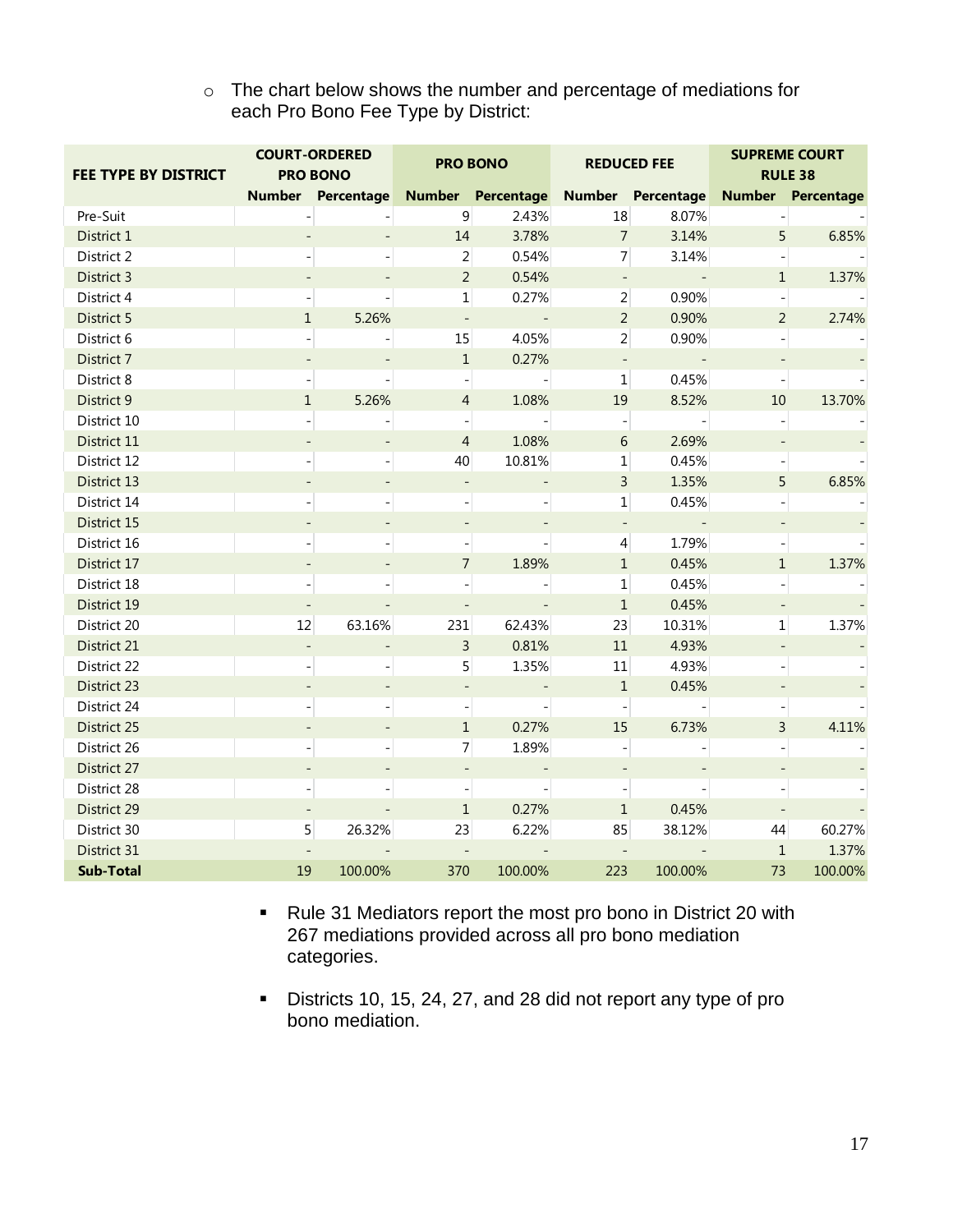- The chart below shows the number and percentage of mediations for each Pro Bono Fee Type by District:

| FEE TYPE BY DISTRICT | COURT-ORDERED PRO BONO | | PRO BONO | | REDUCED FEE | | SUPREME COURT RULE 38 | |
|---|---|---|---|---|---|---|---|---|
| | Number | Percentage | Number | Percentage | Number | Percentage | Number | Percentage |
| Pre-Suit | - | - | 9 | 2.43% | 18 | 8.07% | - | - |
| District 1 | - | - | 14 | 3.78% | 7 | 3.14% | 5 | 6.85% |
| District 2 | - | - | 2 | 0.54% | 7 | 3.14% | - | - |
| District 3 | - | - | 2 | 0.54% | - | - | 1 | 1.37% |
| District 4 | - | - | 1 | 0.27% | 2 | 0.90% | - | - |
| District 5 | 1 | 5.26% | - | - | 2 | 0.90% | 2 | 2.74% |
| District 6 | - | - | 15 | 4.05% | 2 | 0.90% | - | - |
| District 7 | - | - | 1 | 0.27% | - | - | - | - |
| District 8 | - | - | - | - | 1 | 0.45% | - | - |
| District 9 | 1 | 5.26% | 4 | 1.08% | 19 | 8.52% | 10 | 13.70% |
| District 10 | - | - | - | - | - | - | - | - |
| District 11 | - | - | 4 | 1.08% | 6 | 2.69% | - | - |
| District 12 | - | - | 40 | 10.81% | 1 | 0.45% | - | - |
| District 13 | - | - | - | - | 3 | 1.35% | 5 | 6.85% |
| District 14 | - | - | - | - | 1 | 0.45% | - | - |
| District 15 | - | - | - | - | - | - | - | - |
| District 16 | - | - | - | - | 4 | 1.79% | - | - |
| District 17 | - | - | 7 | 1.89% | 1 | 0.45% | 1 | 1.37% |
| District 18 | - | - | - | - | 1 | 0.45% | - | - |
| District 19 | - | - | - | - | 1 | 0.45% | - | - |
| District 20 | 12 | 63.16% | 231 | 62.43% | 23 | 10.31% | 1 | 1.37% |
| District 21 | - | - | 3 | 0.81% | 11 | 4.93% | - | - |
| District 22 | - | - | 5 | 1.35% | 11 | 4.93% | - | - |
| District 23 | - | - | - | - | 1 | 0.45% | - | - |
| District 24 | - | - | - | - | - | - | - | - |
| District 25 | - | - | 1 | 0.27% | 15 | 6.73% | 3 | 4.11% |
| District 26 | - | - | 7 | 1.89% | - | - | - | - |
| District 27 | - | - | - | - | - | - | - | - |
| District 28 | - | - | - | - | - | - | - | - |
| District 29 | - | - | 1 | 0.27% | 1 | 0.45% | - | - |
| District 30 | 5 | 26.32% | 23 | 6.22% | 85 | 38.12% | 44 | 60.27% |
| District 31 | - | - | - | - | - | - | 1 | 1.37% |
| **Sub-Total** | 19 | 100.00% | 370 | 100.00% | 223 | 100.00% | 73 | 100.00% |

- Rule 31 Mediators report the most pro bono in District 20 with 267 mediations provided across all pro bono mediation categories.
- Districts 10, 15, 24, 27, and 28 did not report any type of pro bono mediation.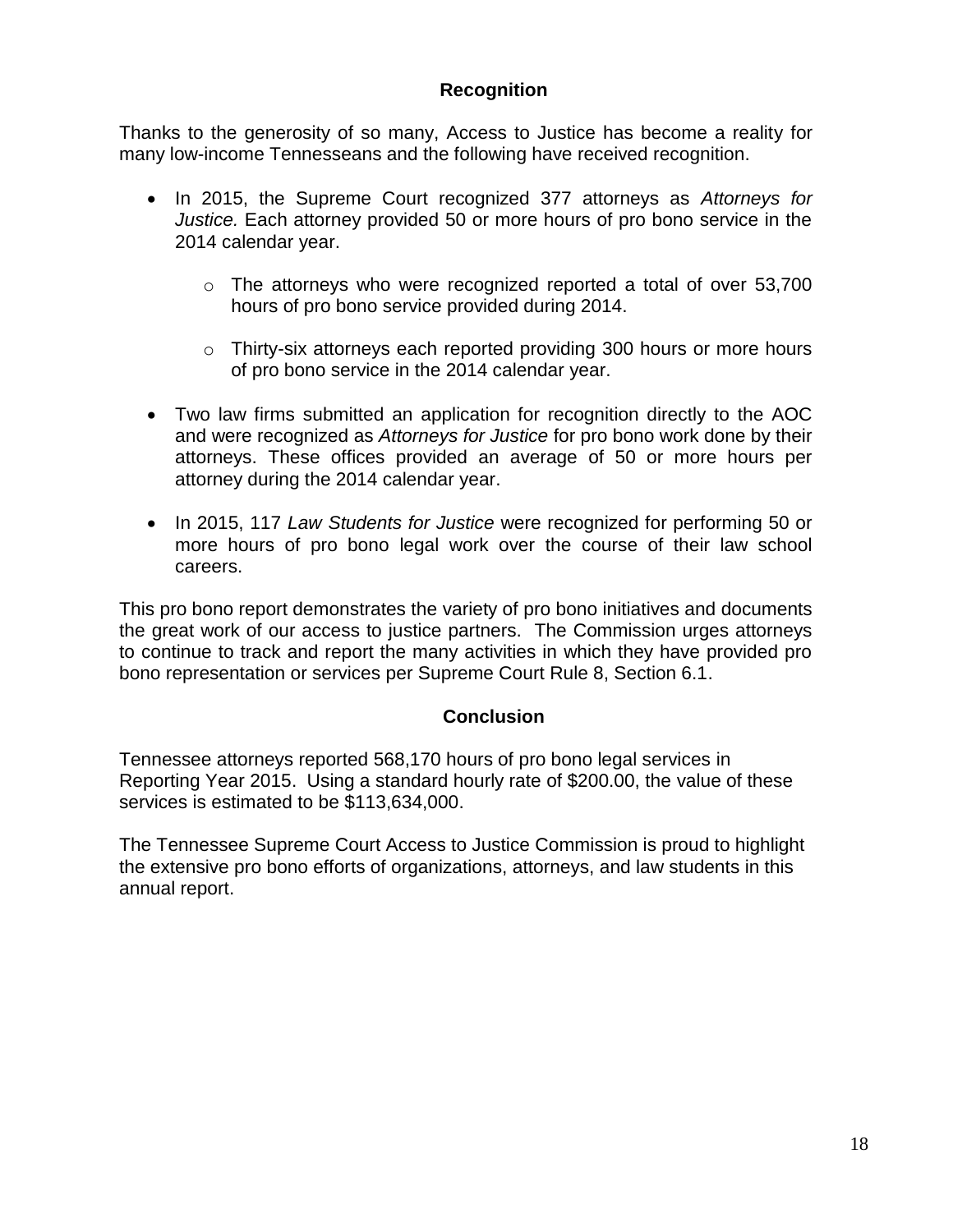## Recognition

Thanks to the generosity of so many, Access to Justice has become a reality for many low-income Tennesseans and the following have received recognition.

- In 2015, the Supreme Court recognized 377 attorneys as *Attorneys for Justice.* Each attorney provided 50 or more hours of pro bono service in the 2014 calendar year.
  - The attorneys who were recognized reported a total of over 53,700 hours of pro bono service provided during 2014.
  - Thirty-six attorneys each reported providing 300 hours or more hours of pro bono service in the 2014 calendar year.
- Two law firms submitted an application for recognition directly to the AOC and were recognized as *Attorneys for Justice* for pro bono work done by their attorneys. These offices provided an average of 50 or more hours per attorney during the 2014 calendar year.
- In 2015, 117 *Law Students for Justice* were recognized for performing 50 or more hours of pro bono legal work over the course of their law school careers.

This pro bono report demonstrates the variety of pro bono initiatives and documents the great work of our access to justice partners. The Commission urges attorneys to continue to track and report the many activities in which they have provided pro bono representation or services per Supreme Court Rule 8, Section 6.1.

## Conclusion

Tennessee attorneys reported 568,170 hours of pro bono legal services in Reporting Year 2015. Using a standard hourly rate of $200.00, the value of these services is estimated to be $113,634,000.

The Tennessee Supreme Court Access to Justice Commission is proud to highlight the extensive pro bono efforts of organizations, attorneys, and law students in this annual report.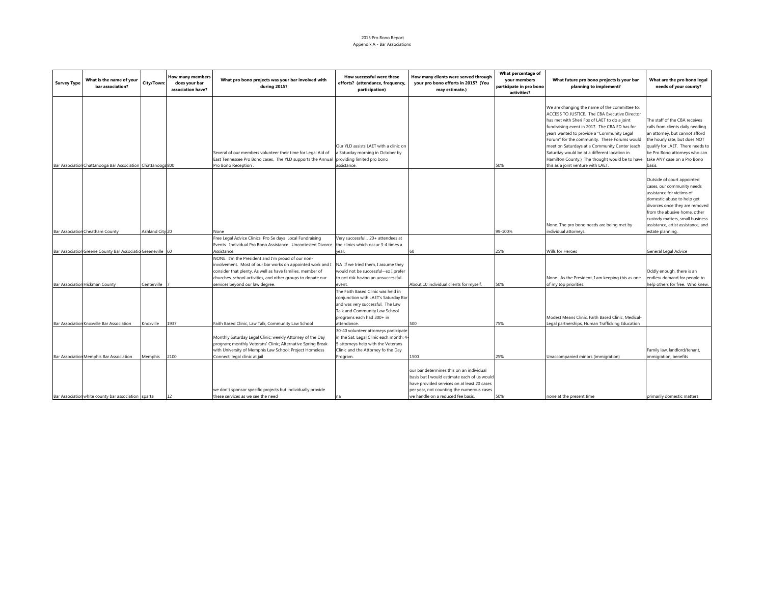2015 Pro Bono Report
Appendix A - Bar Associations

| Survey Type | What is the name of your bar association? | City/Town: | How many members does your bar association have? | What pro bono projects was your bar involved with during 2015? | How successful were these efforts? (attendance, frequency, participation) | How many clients were served through your pro bono efforts in 2015? (You may estimate.) | What percentage of your members participate in pro bono activities? | What future pro bono projects is your bar planning to implement? | What are the pro bono legal needs of your county? |
|---|---|---|---|---|---|---|---|---|---|
| Bar Association | Chattanooga Bar Association | Chattanooga | 800 | Several of our members volunteer their time for Legal Aid of East Tennessee Pro Bono cases. The YLD supports the Annual Pro Bono Reception . | Our YLD assists LAET with a clinic on a Saturday morning in October by providing limited pro bono assistance. | | 50% | We are changing the name of the committee to: ACCESS TO JUSTICE. The CBA Executive Director has met with Sheri Fox of LAET to do a joint fundraising event in 2017. The CBA ED has for years wanted to provide a "Community Legal Forum" for the community. These Forums would meet on Saturdays at a Community Center (each Saturday would be at a different location in Hamilton County.) The thought would be to have this as a joint venture with LAET. | The staff of the CBA receives calls from clients daily needing an attorney, but cannot afford the hourly rate, but does NOT qualify for LAET. There needs to be Pro Bono attorneys who can take ANY case on a Pro Bono basis. |
| Bar Association | Cheatham County | Ashland City | 20 | None | | | 99-100% | None. The pro bono needs are being met by individual attorneys. | Outside of court appointed cases, our community needs assistance for victims of domestic abuse to help get divorces once they are removed from the abusive home, other custody matters, small business assistance, artist assistance, and estate planning. |
| Bar Association | Greene County Bar Association | Greeneville | 60 | Free Legal Advice Clinics Pro Se days Local Fundraising Events Individual Pro Bono Assistance Uncontested Divorce Assistance | Very successful... 20+ attendees at the clinics which occur 3-4 times a year. | 60 | 25% | Wills for Heroes | General Legal Advice |
| Bar Association | Hickman County | Centerville | 7 | NONE. I'm the President and I'm proud of our non-involvement. Most of our bar works on appointed work and I consider that plenty. As well as have families, member of churches, school activities, and other groups to donate our services beyond our law degree. | NA If we tried them, I assume they would not be successful--so I prefer to not risk having an unsuccessful event. | About 10 individual clients for myself. | 50% | None. As the President, I am keeping this as one of my top priorities. | Oddly enough, there is an endless demand for people to help others for free. Who knew. |
| Bar Association | Knoxville Bar Association | Knoxville | 1937 | Faith Based Clinic, Law Talk, Community Law School | The Faith Based Clinic was held in conjunction with LAET's Saturday Bar and was very successful. The Law Talk and Community Law School programs each had 300+ in attendance. | 500 | 75% | Modest Means Clinic, Faith Based Clinic, Medical-Legal partnerships, Human Trafficking Education | |
| Bar Association | Memphis Bar Association | Memphis | 2100 | Monthly Saturday Legal Clinic; weekly Attorney of the Day program; monthly Veterans' Clinic; Alternative Spring Break with University of Memphis Law School; Project Homeless Connect; legal clinic at jail | 30-40 volunteer attorneys participate in the Sat. Legal Clinic each month; 4-5 attorneys help with the Veterans Clinic and the Attorney fo the Day Program. | 1500 | 25% | Unaccompanied minors (immigration) | Family law, landlord/tenant, immigration, benefits |
| Bar Association | white county bar association | sparta | 12 | we don't sponsor specific projects but individually provide these services as we see the need | na | our bar determines this on an individual basis but I would estimate each of us would have provided services on at least 20 cases per year, not counting the numerous cases we handle on a reduced fee basis. | 50% | none at the present time | primarily domestic matters |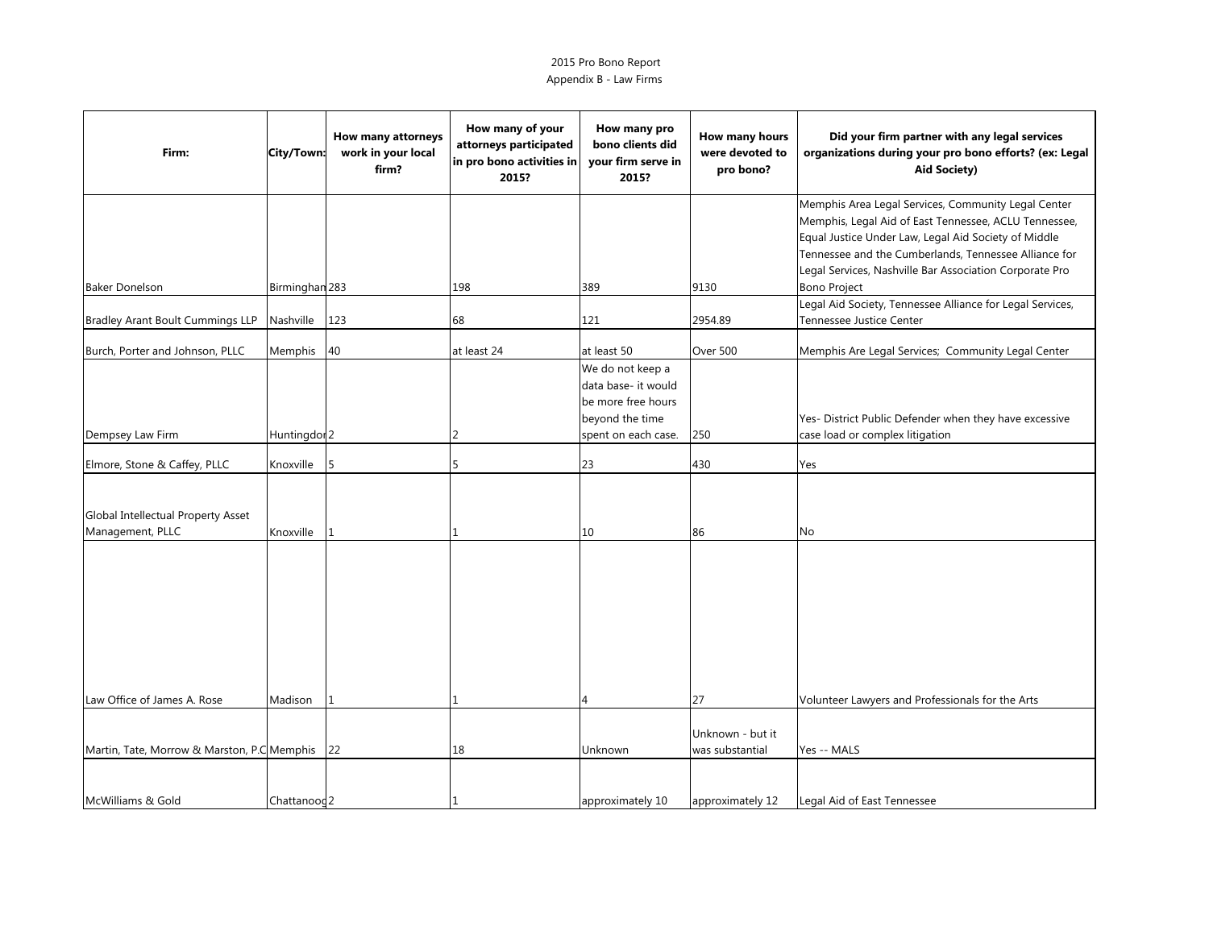2015 Pro Bono Report

Appendix B - Law Firms

| Firm: | City/Town: | How many attorneys work in your local firm? | How many of your attorneys participated in pro bono activities in 2015? | How many pro bono clients did your firm serve in 2015? | How many hours were devoted to pro bono? | Did your firm partner with any legal services organizations during your pro bono efforts? (ex: Legal Aid Society) |
|---|---|---|---|---|---|---|
| Baker Donelson | Birminghan | 283 | 198 | 389 | 9130 | Memphis Area Legal Services, Community Legal Center Memphis, Legal Aid of East Tennessee, ACLU Tennessee, Equal Justice Under Law, Legal Aid Society of Middle Tennessee and the Cumberlands, Tennessee Alliance for Legal Services, Nashville Bar Association Corporate Pro Bono Project |
| Bradley Arant Boult Cummings LLP | Nashville | 123 | 68 | 121 | 2954.89 | Legal Aid Society, Tennessee Alliance for Legal Services, Tennessee Justice Center |
| Burch, Porter and Johnson, PLLC | Memphis | 40 | at least 24 | at least 50 | Over 500 | Memphis Are Legal Services; Community Legal Center |
| Dempsey Law Firm | Huntingdor | 2 | 2 | We do not keep a data base- it would be more free hours beyond the time spent on each case. | 250 | Yes- District Public Defender when they have excessive case load or complex litigation |
| Elmore, Stone & Caffey, PLLC | Knoxville | 5 | 5 | 23 | 430 | Yes |
| Global Intellectual Property Asset Management, PLLC | Knoxville | 1 | 1 | 10 | 86 | No |
| Law Office of James A. Rose | Madison | 1 | 1 | 4 | 27 | Volunteer Lawyers and Professionals for the Arts |
| Martin, Tate, Morrow & Marston, P.C | Memphis | 22 | 18 | Unknown | Unknown - but it was substantial | Yes -- MALS |
| McWilliams & Gold | Chattanoog | 2 | 1 | approximately 10 | approximately 12 | Legal Aid of East Tennessee |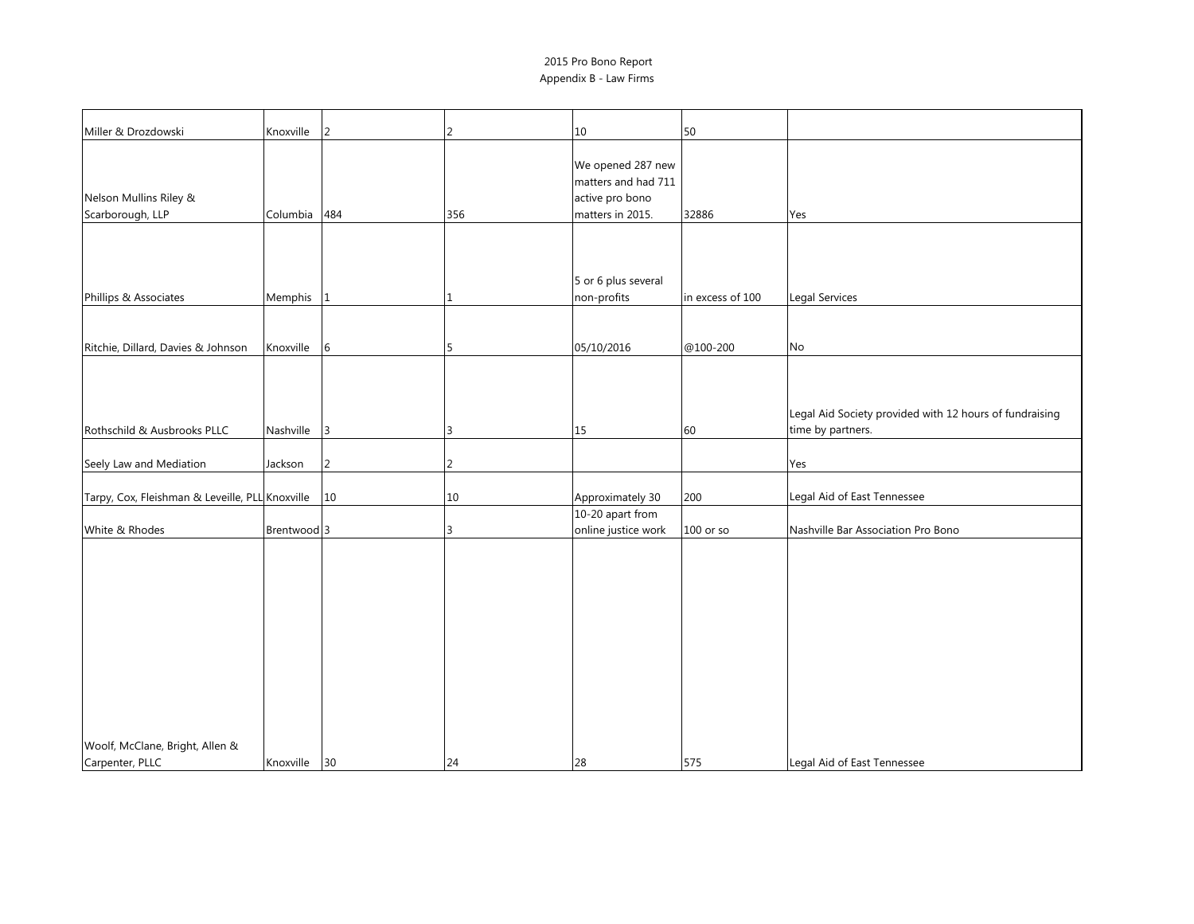2015 Pro Bono Report
Appendix B - Law Firms

| | | | | | | |
|---|---|---|---|---|---|---|
| Miller & Drozdowski | Knoxville | 2 | 2 | 10 | 50 | |
| Nelson Mullins Riley & Scarborough, LLP | Columbia | 484 | 356 | We opened 287 new matters and had 711 active pro bono matters in 2015. | 32886 | Yes |
| Phillips & Associates | Memphis | 1 | 1 | 5 or 6 plus several non-profits | in excess of 100 | Legal Services |
| Ritchie, Dillard, Davies & Johnson | Knoxville | 6 | 5 | 05/10/2016 | @100-200 | No |
| Rothschild & Ausbrooks PLLC | Nashville | 3 | 3 | 15 | 60 | Legal Aid Society provided with 12 hours of fundraising time by partners. |
| Seely Law and Mediation | Jackson | 2 | 2 | | | Yes |
| Tarpy, Cox, Fleishman & Leveille, PLL | Knoxville | 10 | 10 | Approximately 30 | 200 | Legal Aid of East Tennessee |
| White & Rhodes | Brentwood | 3 | 3 | 10-20 apart from online justice work | 100 or so | Nashville Bar Association Pro Bono |
| Woolf, McClane, Bright, Allen & Carpenter, PLLC | Knoxville | 30 | 24 | 28 | 575 | Legal Aid of East Tennessee |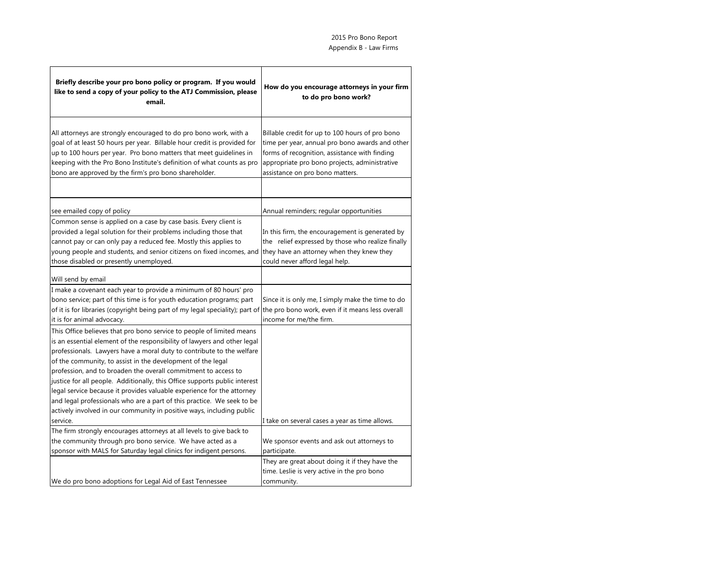| Briefly describe your pro bono policy or program. If you would like to send a copy of your policy to the ATJ Commission, please email. | How do you encourage attorneys in your firm to do pro bono work? |
|---|---|
| All attorneys are strongly encouraged to do pro bono work, with a goal of at least 50 hours per year. Billable hour credit is provided for up to 100 hours per year. Pro bono matters that meet guidelines in keeping with the Pro Bono Institute's definition of what counts as pro bono are approved by the firm's pro bono shareholder. | Billable credit for up to 100 hours of pro bono time per year, annual pro bono awards and other forms of recognition, assistance with finding appropriate pro bono projects, administrative assistance on pro bono matters. |
| | |
| see emailed copy of policy | Annual reminders; regular opportunities |
| Common sense is applied on a case by case basis. Every client is provided a legal solution for their problems including those that cannot pay or can only pay a reduced fee. Mostly this applies to young people and students, and senior citizens on fixed incomes, and those disabled or presently unemployed. | In this firm, the encouragement is generated by the relief expressed by those who realize finally they have an attorney when they knew they could never afford legal help. |
| Will send by email | |
| I make a covenant each year to provide a minimum of 80 hours' pro bono service; part of this time is for youth education programs; part of it is for libraries (copyright being part of my legal speciality); part of it is for animal advocacy. | Since it is only me, I simply make the time to do the pro bono work, even if it means less overall income for me/the firm. |
| This Office believes that pro bono service to people of limited means is an essential element of the responsibility of lawyers and other legal professionals. Lawyers have a moral duty to contribute to the welfare of the community, to assist in the development of the legal profession, and to broaden the overall commitment to access to justice for all people. Additionally, this Office supports public interest legal service because it provides valuable experience for the attorney and legal professionals who are a part of this practice. We seek to be actively involved in our community in positive ways, including public service. | I take on several cases a year as time allows. |
| The firm strongly encourages attorneys at all levels to give back to the community through pro bono service. We have acted as a sponsor with MALS for Saturday legal clinics for indigent persons. | We sponsor events and ask out attorneys to participate. |
| We do pro bono adoptions for Legal Aid of East Tennessee | They are great about doing it if they have the time. Leslie is very active in the pro bono community. |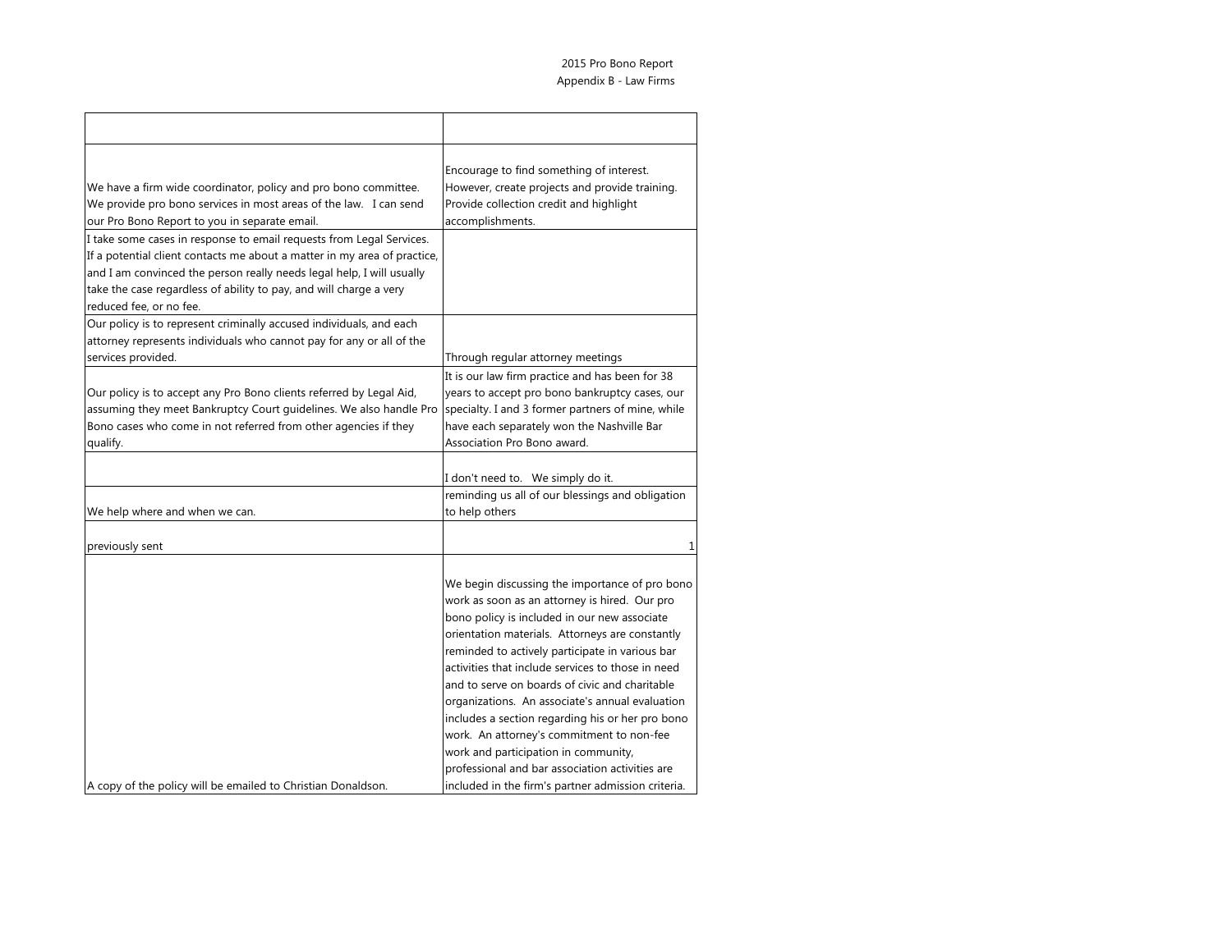2015 Pro Bono Report
Appendix B - Law Firms

| | |
|---|---|
| We have a firm wide coordinator, policy and pro bono committee. We provide pro bono services in most areas of the law. I can send our Pro Bono Report to you in separate email. | Encourage to find something of interest. However, create projects and provide training. Provide collection credit and highlight accomplishments. |
| I take some cases in response to email requests from Legal Services. If a potential client contacts me about a matter in my area of practice, and I am convinced the person really needs legal help, I will usually take the case regardless of ability to pay, and will charge a very reduced fee, or no fee. | |
| Our policy is to represent criminally accused individuals, and each attorney represents individuals who cannot pay for any or all of the services provided. | Through regular attorney meetings |
| Our policy is to accept any Pro Bono clients referred by Legal Aid, assuming they meet Bankruptcy Court guidelines. We also handle Pro Bono cases who come in not referred from other agencies if they qualify. | It is our law firm practice and has been for 38 years to accept pro bono bankruptcy cases, our specialty. I and 3 former partners of mine, while have each separately won the Nashville Bar Association Pro Bono award. |
| | I don't need to. We simply do it. |
| We help where and when we can. | reminding us all of our blessings and obligation to help others |
| previously sent | 1 |
| A copy of the policy will be emailed to Christian Donaldson. | We begin discussing the importance of pro bono work as soon as an attorney is hired. Our pro bono policy is included in our new associate orientation materials. Attorneys are constantly reminded to actively participate in various bar activities that include services to those in need and to serve on boards of civic and charitable organizations. An associate's annual evaluation includes a section regarding his or her pro bono work. An attorney's commitment to non-fee work and participation in community, professional and bar association activities are included in the firm's partner admission criteria. |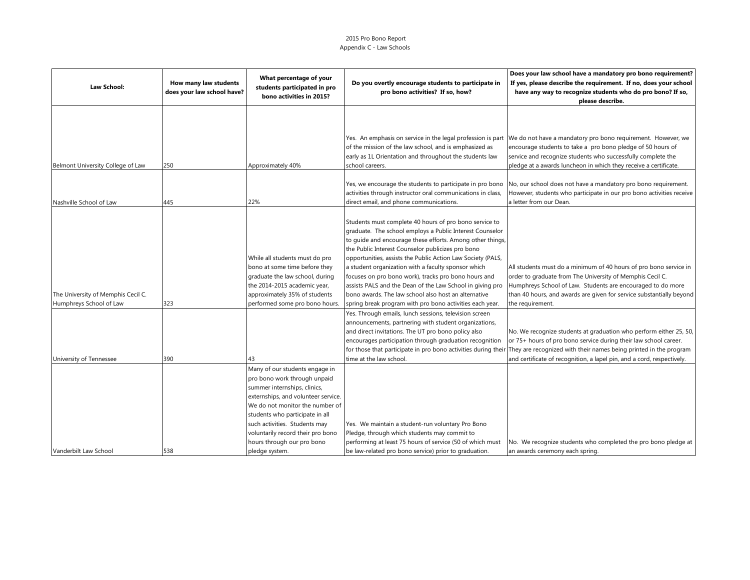2015 Pro Bono Report
Appendix C - Law Schools

| Law School: | How many law students does your law school have? | What percentage of your students participated in pro bono activities in 2015? | Do you overtly encourage students to participate in pro bono activities? If so, how? | Does your law school have a mandatory pro bono requirement? If yes, please describe the requirement. If no, does your school have any way to recognize students who do pro bono? If so, please describe. |
|---|---|---|---|---|
| Belmont University College of Law | 250 | Approximately 40% | Yes. An emphasis on service in the legal profession is part of the mission of the law school, and is emphasized as early as 1L Orientation and throughout the students law school careers. | We do not have a mandatory pro bono requirement. However, we encourage students to take a pro bono pledge of 50 hours of service and recognize students who successfully complete the pledge at a awards luncheon in which they receive a certificate. |
| Nashville School of Law | 445 | 22% | Yes, we encourage the students to participate in pro bono activities through instructor oral communications in class, direct email, and phone communications. | No, our school does not have a mandatory pro bono requirement. However, students who participate in our pro bono activities receive a letter from our Dean. |
| The University of Memphis Cecil C. Humphreys School of Law | 323 | While all students must do pro bono at some time before they graduate the law school, during the 2014-2015 academic year, approximately 35% of students performed some pro bono hours. | Students must complete 40 hours of pro bono service to graduate. The school employs a Public Interest Counselor to guide and encourage these efforts. Among other things, the Public Interest Counselor publicizes pro bono opportunities, assists the Public Action Law Society (PALS, a student organization with a faculty sponsor which focuses on pro bono work), tracks pro bono hours and assists PALS and the Dean of the Law School in giving pro bono awards. The law school also host an alternative spring break program with pro bono activities each year. | All students must do a minimum of 40 hours of pro bono service in order to graduate from The University of Memphis Cecil C. Humphreys School of Law. Students are encouraged to do more than 40 hours, and awards are given for service substantially beyond the requirement. |
| University of Tennessee | 390 | 43 | Yes. Through emails, lunch sessions, television screen announcements, partnering with student organizations, and direct invitations. The UT pro bono policy also encourages participation through graduation recognition for those that participate in pro bono activities during their time at the law school. | No. We recognize students at graduation who perform either 25, 50, or 75+ hours of pro bono service during their law school career. They are recognized with their names being printed in the program and certificate of recognition, a lapel pin, and a cord, respectively. |
| Vanderbilt Law School | 538 | Many of our students engage in pro bono work through unpaid summer internships, clinics, externships, and volunteer service. We do not monitor the number of students who participate in all such activities. Students may voluntarily record their pro bono hours through our pro bono pledge system. | Yes. We maintain a student-run voluntary Pro Bono Pledge, through which students may commit to performing at least 75 hours of service (50 of which must be law-related pro bono service) prior to graduation. | No. We recognize students who completed the pro bono pledge at an awards ceremony each spring. |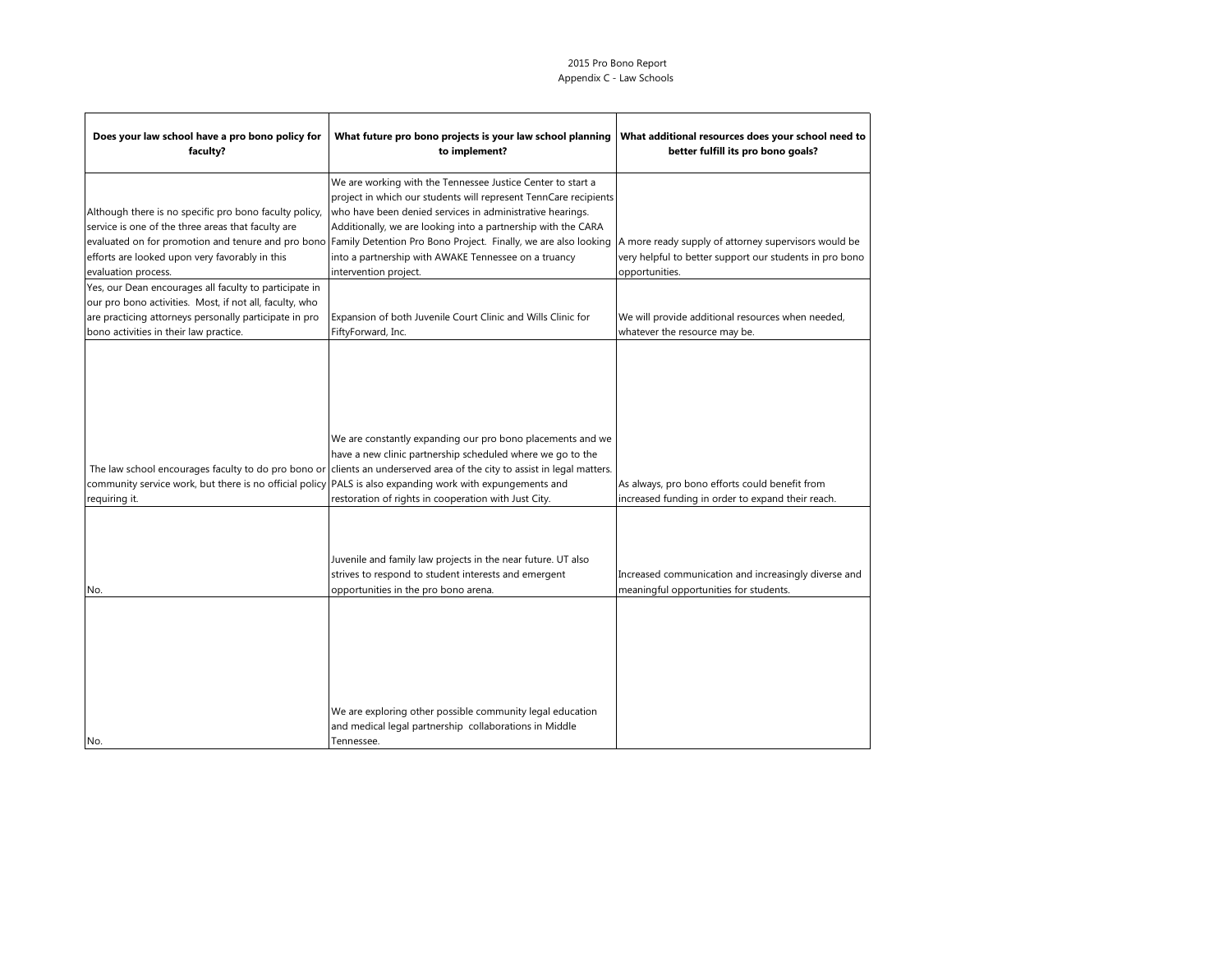2015 Pro Bono Report
Appendix C - Law Schools

| Does your law school have a pro bono policy for faculty? | What future pro bono projects is your law school planning to implement? | What additional resources does your school need to better fulfill its pro bono goals? |
|---|---|---|
| Although there is no specific pro bono faculty policy, service is one of the three areas that faculty are evaluated on for promotion and tenure and pro bono efforts are looked upon very favorably in this evaluation process. | We are working with the Tennessee Justice Center to start a project in which our students will represent TennCare recipients who have been denied services in administrative hearings. Additionally, we are looking into a partnership with the CARA Family Detention Pro Bono Project. Finally, we are also looking into a partnership with AWAKE Tennessee on a truancy intervention project. | A more ready supply of attorney supervisors would be very helpful to better support our students in pro bono opportunities. |
| Yes, our Dean encourages all faculty to participate in our pro bono activities. Most, if not all, faculty, who are practicing attorneys personally participate in pro bono activities in their law practice. | Expansion of both Juvenile Court Clinic and Wills Clinic for FiftyForward, Inc. | We will provide additional resources when needed, whatever the resource may be. |
| The law school encourages faculty to do pro bono or community service work, but there is no official policy requiring it. | We are constantly expanding our pro bono placements and we have a new clinic partnership scheduled where we go to the clients an underserved area of the city to assist in legal matters. PALS is also expanding work with expungements and restoration of rights in cooperation with Just City. | As always, pro bono efforts could benefit from increased funding in order to expand their reach. |
| No. | Juvenile and family law projects in the near future. UT also strives to respond to student interests and emergent opportunities in the pro bono arena. | Increased communication and increasingly diverse and meaningful opportunities for students. |
| No. | We are exploring other possible community legal education and medical legal partnership collaborations in Middle Tennessee. | |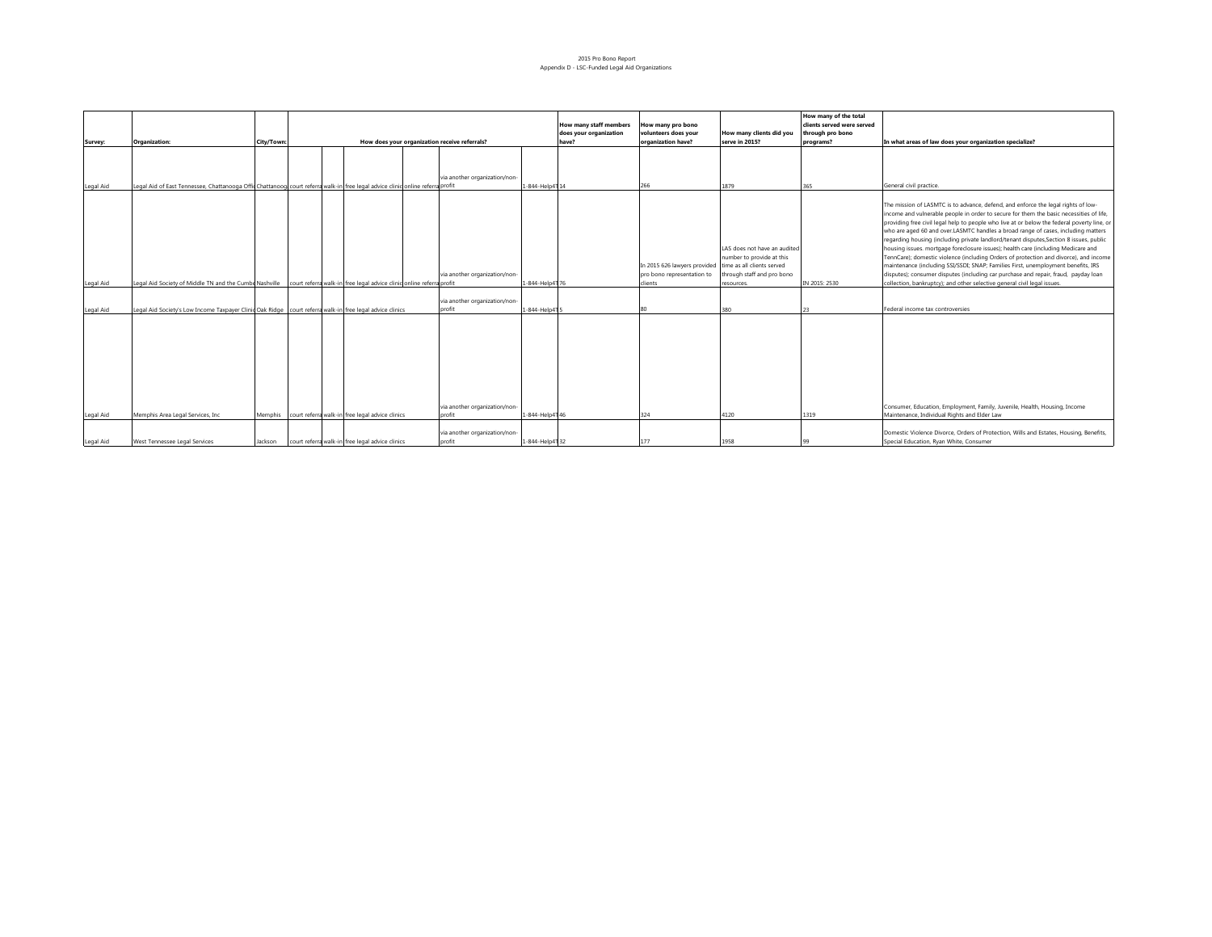2015 Pro Bono Report
Appendix D - LSC-Funded Legal Aid Organizations

| Survey: | Organization: | City/Town: | How does your organization receive referrals? | | | | | | How many staff members does your organization have? | How many pro bono volunteers does your organization have? | How many clients did you serve in 2015? | How many of the total clients served were served through pro bono programs? | In what areas of law does your organization specialize? |
|---|---|---|---|---|---|---|---|---|---|---|---|---|---|
| Legal Aid | Legal Aid of East Tennessee, Chattanooga Offic | Chattanoog | court referra | walk-in | free legal advice clinic | online referra | via another organization/non-profit | 1-844-Help4T | 14 | 266 | 1879 | 365 | General civil practice. |
| Legal Aid | Legal Aid Society of Middle TN and the Cumbe | Nashville | court referra | walk-in | free legal advice clinic | online referra | via another organization/non-profit | 1-844-Help4T | 76 | In 2015 626 lawyers provided pro bono representation to clients | LAS does not have an audited number to provide at this time as all clients served through staff and pro bono resources. | IN 2015: 2530 | The mission of LASMTC is to advance, defend, and enforce the legal rights of low-income and vulnerable people in order to secure for them the basic necessities of life, providing free civil legal help to people who live at or below the federal poverty line, or who are aged 60 and over.LASMTC handles a broad range of cases, including matters regarding housing (including private landlord/tenant disputes,Section 8 issues, public housing issues. mortgage foreclosure issues); health care (including Medicare and TennCare); domestic violence (including Orders of protection and divorce), and income maintenance (including SSI/SSDI; SNAP; Families First, unemployment benefits, IRS disputes); consumer disputes (including car purchase and repair, fraud, payday loan collection, bankruptcy); and other selective general civil legal issues. |
| Legal Aid | Legal Aid Society's Low Income Taxpayer Clinic | Oak Ridge | court referra | walk-in | free legal advice clinics | | via another organization/non-profit | 1-844-Help4T | 5 | 80 | 380 | 23 | Federal income tax controversies |
| Legal Aid | Memphis Area Legal Services, Inc | Memphis | court referra | walk-in | free legal advice clinics | | via another organization/non-profit | 1-844-Help4T | 46 | 324 | 4120 | 1319 | Consumer, Education, Employment, Family, Juvenile, Health, Housing, Income Maintenance, Individual Rights and Elder Law |
| Legal Aid | West Tennessee Legal Services | Jackson | court referra | walk-in | free legal advice clinics | | via another organization/non-profit | 1-844-Help4T | 32 | 177 | 1958 | 99 | Domestic Violence Divorce, Orders of Protection, Wills and Estates, Housing, Benefits, Special Education, Ryan White, Consumer |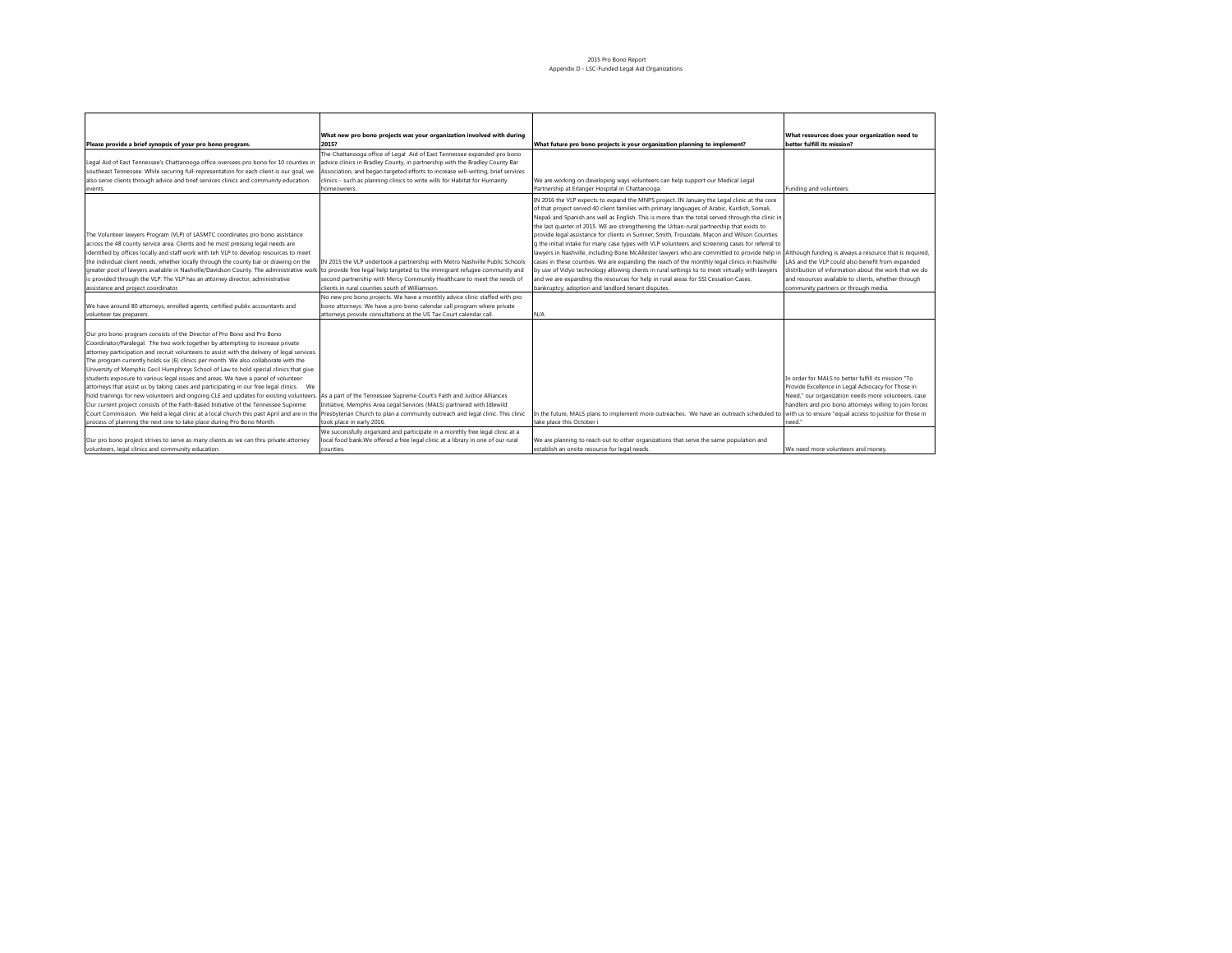2015 Pro Bono Report
Appendix D - LSC-Funded Legal Aid Organizations

| Please provide a brief synopsis of your pro bono program. | What new pro bono projects was your organization involved with during 2015? | What future pro bono projects is your organization planning to implement? | What resources does your organization need to better fulfill its mission? |
|---|---|---|---|
| Legal Aid of East Tennessee's Chattanooga office oversees pro bono for 10 counties in southeast Tennessee. While securing full-representation for each client is our goal, we also serve clients through advice and brief services clinics and community education events. | The Chattanooga office of Legal Aid of East Tennessee expanded pro bono advice clinics in Bradley County, in partnership with the Bradley County Bar Association, and began targeted efforts to increase will-writing, brief services clinics-- such as planning clinics to write wills for Habitat for Humanity homeowners. | We are working on developing ways volunteers can help support our Medical Legal Partnership at Erlanger Hospital in Chattanooga. | Funding and volunteers. |
| The Volunteer lawyers Program (VLP) of LASMTC coordinates pro bono assistance across the 48 county service area. Clients and he most pressing legal needs are identified by offices locally and staff work with teh VLP to develop resources to meet the individual client needs, whether locally through the county bar or drawing on the greater pool of lawyers available in Nashville/Davidson County. The administrative work is provided through the VLP. The VLP has an attorney director, administrative assistance and project coordinator. | IN 2015 the VLP undertook a partnership with Metro Nashville Public Schools to provide free legal help targeted to the immigrant refugee community and second partnership with Mercy Community Healthcare to meet the needs of clients in rural counties south of Williamson. | IN 2016 the VLP expects to expand the MNPS project. IN January the Legal clinic at the core of that project served 40 client families with primary languages of Arabic, Kurdish, Somali, Nepali and Spanish ans well as English. This is more than the total served through the clinic in the last quarter of 2015. WE are strengthening the Urban-rural partnership that exists to provide legal assistance for clients in Sumner, Smith, Trousdale, Macon and Wilson Counties g the initial intake for many case types with VLP volunteers and screening cases for referral to lawyers in Nashville, including Bone McAllester lawyers who are committed to provide help in cases in these counties. We are expanding the reach of the monthly legal clinics in Nashville by use of Vidyo technology allowing clients in rural settings to to meet virtually with lawyers and we are expanding the resources for help in rural areas for SSI Cessation Cases, bankruptcy, adoption and landlord tenant disputes. | Although funding is always a resource that is required, LAS and the VLP could also benefit from expanded distribution of information about the work that we do and resources available to clients, whether through community partners or through media. |
| We have around 80 attorneys, enrolled agents, certified public accountants and volunteer tax preparers. | No new pro bono projects. We have a monthly advice clinic staffed with pro bono attorneys. We have a pro bono calendar call program where private attorneys provide consultations at the US Tax Court calendar call. | N/A | |
| Our pro bono program consists of the Director of Pro Bono and Pro Bono Coordinator/Paralegal. The two work together by attempting to increase private attorney participation and recruit volunteers to assist with the delivery of legal services. The program currently holds six (6) clinics per month. We also collaborate with the University of Memphis Cecil Humphreys School of Law to hold special clinics that give students exposure to various legal issues and areas. We have a panel of volunteer attorneys that assist us by taking cases and participating in our free legal clinics. We hold trainings for new volunteers and ongoing CLE and updates for existing volunteers. Our current project consists of the Faith-Based Initiative of the Tennessee Supreme Court Commission. We held a legal clinic at a local church this past April and are in the process of planning the next one to take place during Pro Bono Month. | As a part of the Tennessee Supreme Court's Faith and Justice Alliances Initiative, Memphis Area Legal Services (MALS) partnered with Idlewild Presbyterian Church to plan a community outreach and legal clinic. This clinic took place in early 2016. | In the future, MALS plans to implement more outreaches. We have an outreach scheduled to take place this October i | In order for MALS to better fulfill its mission "To Provide Excellence in Legal Advocacy for Those in Need," our organization needs more volunteers, case handlers and pro bono attorneys willing to join forces with us to ensure "equal access to justice for those in need." |
| Our pro bono project strives to serve as many clients as we can thru private attorney volunteers, legal clinics and community education. | We successfully organized and participate in a monthly free legal clinic at a local food bank.We offered a free legal clinic at a library in one of our rural counties. | We are planning to reach out to other organizations that serve the same population and establish an onsite resource for legal needs. | We need more volunteers and money. |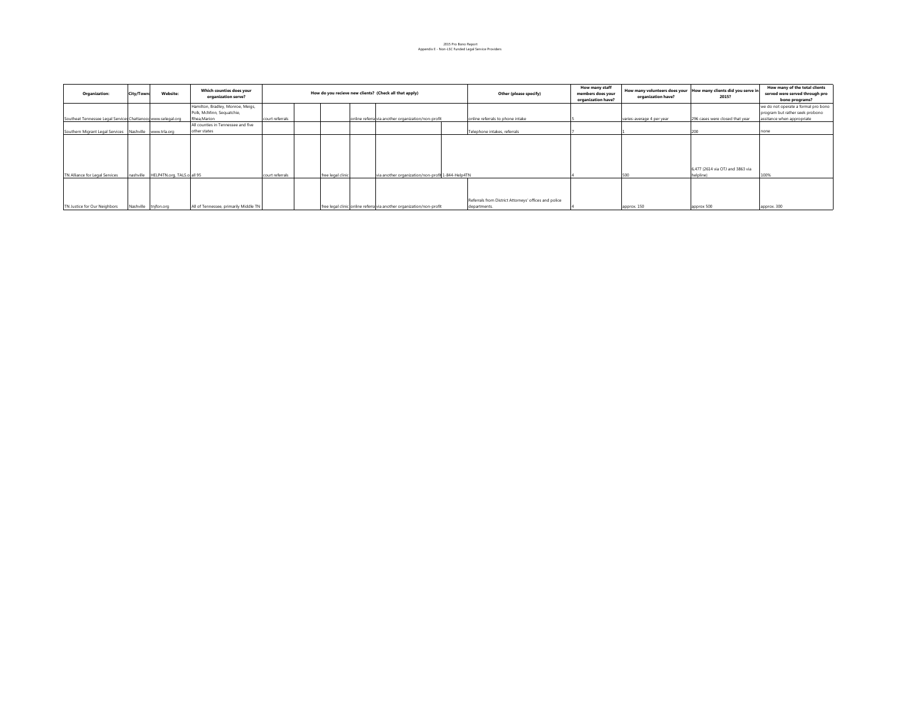2015 Pro Bono Report
Appendix E - Non-LSC Funded Legal Service Providers

| Organization: | City/Town: | Website: | Which counties does your organization serve? | How do you recieve new clients? (Check all that apply) | | | | | | Other (please specify) | How many staff members does your organization have? | How many volunteers does your organization have? | How many clients did you serve in 2015? | How many of the total clients served were served through pro bono programs? |
|---|---|---|---|---|---|---|---|---|---|---|---|---|---|---|
| Southeat Tennessee Legal Services | Chattanooga | www.selegal.org | Hamilton, Bradley, Monroe, Meigs, Polk, McMinn, Sequatchie, Rhea,Marion | court referrals | | | online referral | via another organization/non-profit | | online referrals to phone intake | 5 | varies-average 4 per year | 296 cases were closed that year | we do not operate a formal pro bono program but rather seek probono assitance when appropriate |
| Southern Migrant Legal Services | Nashville | www.trla.org | All counties in Tennessee and five other states | | | | | | | Telephone intakes, referrals | 7 | 1 | 200 | none |
| TN Alliance for Legal Services | nashville | HELP4TN.org, TALS.o | all 95 | court referrals | | free legal clinic | | via another organization/non-profit | 1-844-Help4TN | | 4 | 500 | 6,477 (2614 via OTJ and 3863 via helpline) | 100% |
| TN Justice for Our Neighbors | Nashville | tnjfon.org | All of Tennessee, primarily Middle TN | | | free legal clinic | online referral | via another organization/non-profit | | Referrals from District Attorneys' offices and police departments. | 4 | approx. 150 | approx 500 | approx. 300 |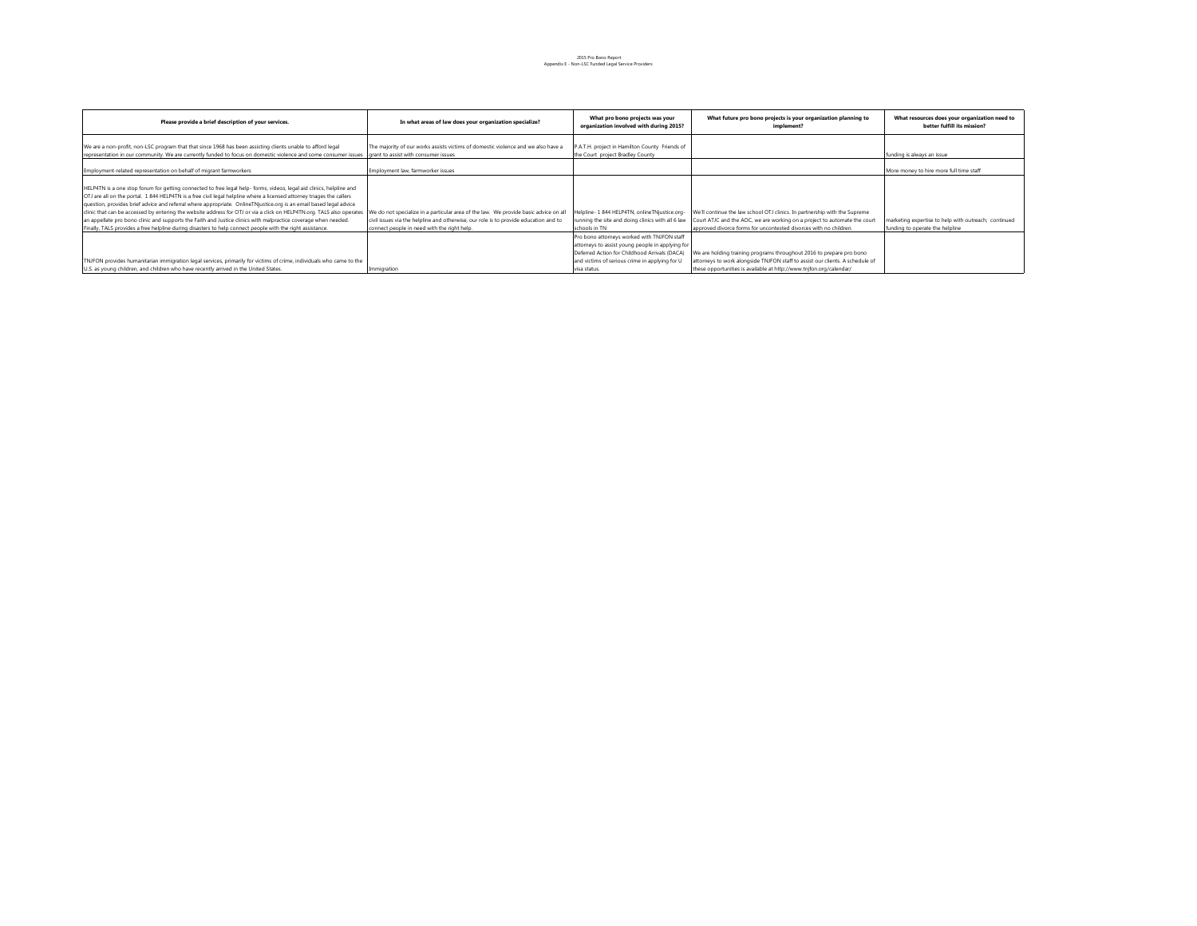2015 Pro Bono Report
Appendix E - Non-LSC Funded Legal Service Providers

| Please provide a brief description of your services. | In what areas of law does your organization specialize? | What pro bono projects was your organization involved with during 2015? | What future pro bono projects is your organization planning to implement? | What resources does your organization need to better fulfill its mission? |
|---|---|---|---|---|
| We are a non-profit, non-LSC program that that since 1968 has been assisting clients unable to afford legal representation in our community. We are currently funded to focus on domestic violence and some consumer issues | The majority of our works assists victims of domestic violence and we also have a grant to assist with consumer issues | P.A.T.H. project in Hamilton County Friends of the Court project Bradley County | | funding is always an issue |
| Employment-related representation on behalf of migrant farmworkers | Employment law, farmworker issues | | | More money to hire more full time staff |
| HELP4TN is a one stop forum for getting connected to free legal help- forms, videos, legal aid clinics, helpline and OTJ are all on the portal. 1 844 HELP4TN is a free civil legal helpline where a licensed attorney triages the callers question, provides brief advice and referral where appropriate. OnlineTNjustice.org is an email based legal advice clinic that can be accessed by entering the website address for OTJ or via a click on HELP4TN.org. TALS also operates an appellate pro bono clinic and supports the Faith and Justice clinics with malpractice coverage when needed. Finally, TALS provides a free helpline during disasters to help connect people with the right assistance. | We do not specialize in a particular area of the law. We provide basic advice on all civil issues via the helpline and otherwise, our role is to provide education and to connect people in need with the right help. | Helpline- 1 844 HELP4TN, onlineTNjustice.org- running the site and doing clinics with all 6 law schools in TN | We'll continue the law school OTJ clinics. In partnership with the Supreme Court ATJC and the AOC, we are working on a project to automate the court approved divorce forms for uncontested divorces with no children. | marketing expertise to help with outreach; continued funding to operate the helpline |
| TNJFON provides humanitarian immigration legal services, primarily for victims of crime, individuals who came to the U.S. as young children, and children who have recently arrived in the United States. | Immigration | Pro bono attorneys worked with TNJFON staff attorneys to assist young people in applying for Deferred Action for Childhood Arrivals (DACA) and victims of serious crime in applying for U visa status. | We are holding training programs throughout 2016 to prepare pro bono attorneys to work alongside TNJFON staff to assist our clients. A schedule of these opportunities is available at http://www.tnjfon.org/calendar/ | |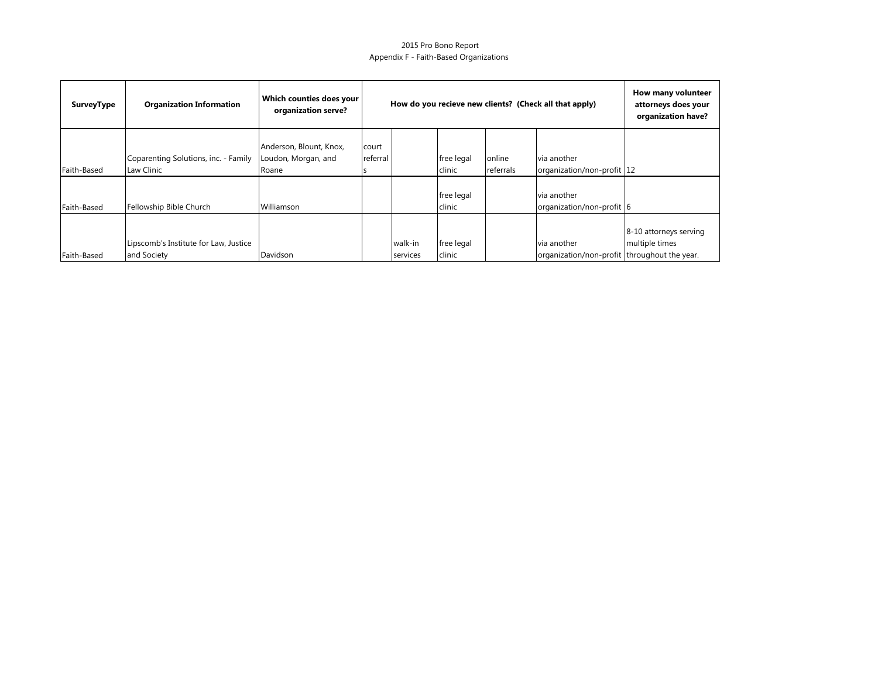2015 Pro Bono Report
Appendix F - Faith-Based Organizations

| SurveyType | Organization Information | Which counties does your organization serve? | How do you recieve new clients? (Check all that apply) | | | | | How many volunteer attorneys does your organization have? |
|---|---|---|---|---|---|---|---|---|
| Faith-Based | Coparenting Solutions, inc. - Family Law Clinic | Anderson, Blount, Knox, Loudon, Morgan, and Roane | court referrals | | free legal clinic | online referrals | via another organization/non-profit | 12 |
| Faith-Based | Fellowship Bible Church | Williamson | | | free legal clinic | | via another organization/non-profit | 6 |
| Faith-Based | Lipscomb's Institute for Law, Justice and Society | Davidson | | walk-in services | free legal clinic | | via another organization/non-profit | 8-10 attorneys serving multiple times throughout the year. |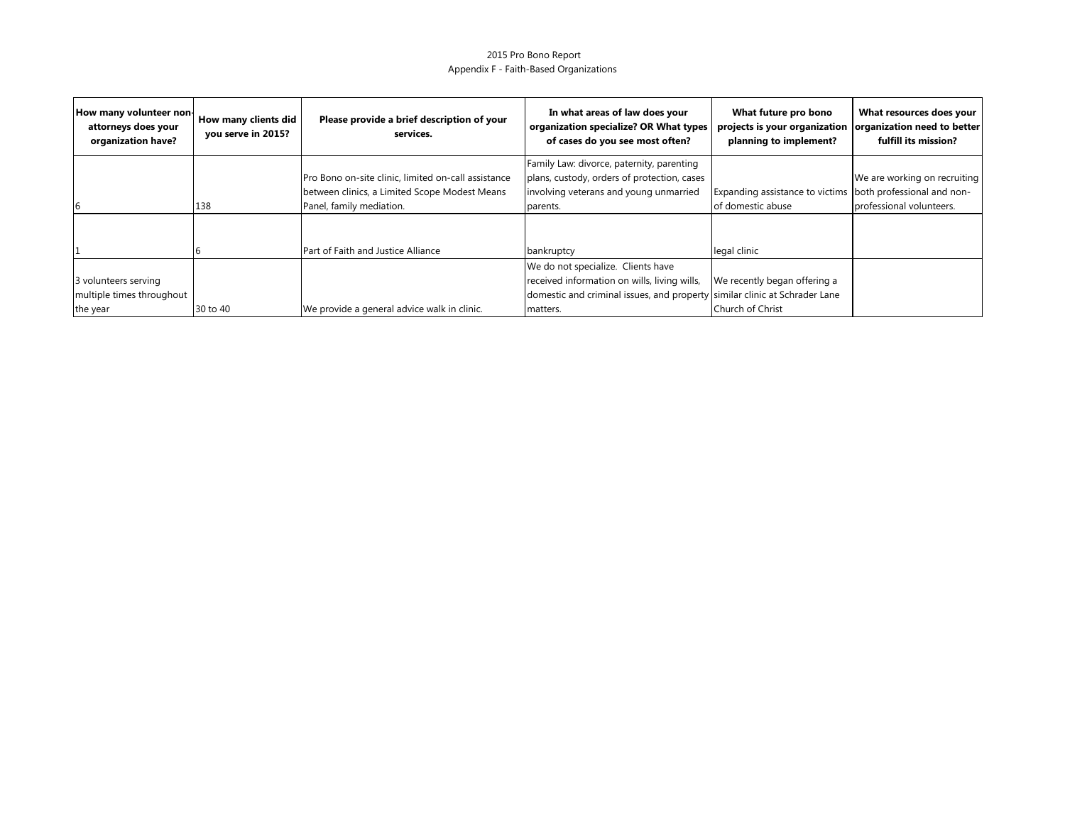2015 Pro Bono Report
Appendix F - Faith-Based Organizations

| How many volunteer non-attorneys does your organization have? | How many clients did you serve in 2015? | Please provide a brief description of your services. | In what areas of law does your organization specialize? OR What types of cases do you see most often? | What future pro bono projects is your organization planning to implement? | What resources does your organization need to better fulfill its mission? |
|---|---|---|---|---|---|
| 6 | 138 | Pro Bono on-site clinic, limited on-call assistance between clinics, a Limited Scope Modest Means Panel, family mediation. | Family Law: divorce, paternity, parenting plans, custody, orders of protection, cases involving veterans and young unmarried parents. | Expanding assistance to victims of domestic abuse | We are working on recruiting both professional and non-professional volunteers. |
| 1 | 6 | Part of Faith and Justice Alliance | bankruptcy | legal clinic | |
| 3 volunteers serving multiple times throughout the year | 30 to 40 | We provide a general advice walk in clinic. | We do not specialize. Clients have received information on wills, living wills, domestic and criminal issues, and property matters. | We recently began offering a similar clinic at Schrader Lane Church of Christ | |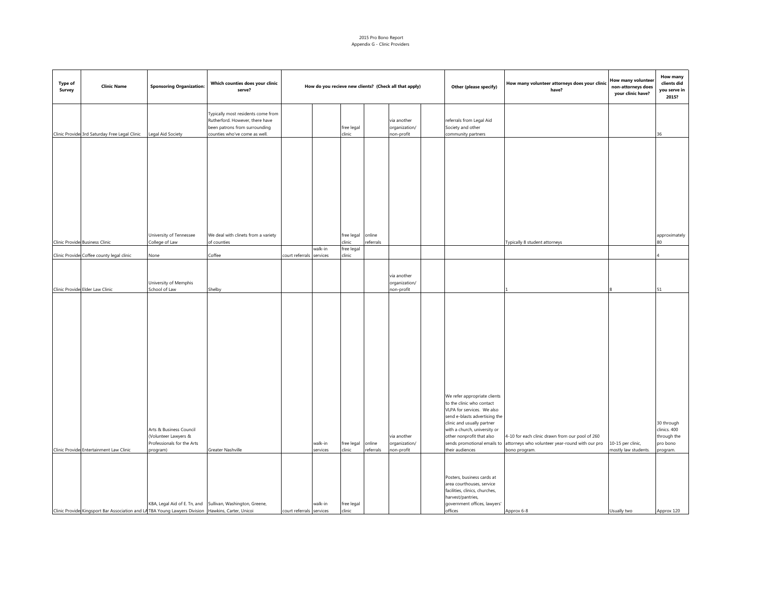2015 Pro Bono Report
Appendix G - Clinic Providers

| Type of Survey | Clinic Name | Sponsoring Organization: | Which counties does your clinic serve? | How do you recieve new clients? (Check all that apply) | | | | | | Other (please specify) | How many volunteer attorneys does your clinic have? | How many volunteer non-attorneys does your clinic have? | How many clients did you serve in 2015? |
|---|---|---|---|---|---|---|---|---|---|---|---|---|---|
| Clinic Provide | 3rd Saturday Free Legal Clinic | Legal Aid Society | Typically most residents come from Rutherford. However, there have been patrons from surrounding counties who've come as well. | | | free legal clinic | | via another organization/ non-profit | | referrals from Legal Aid Society and other community partners | | | 36 |
| Clinic Provide | Business Clinic | University of Tennessee College of Law | We deal with clinets from a variety of counties | | | free legal clinic | online referrals | | | | Typically 8 student attorneys | | approximately 80 |
| Clinic Provide | Coffee county legal clinic | None | Coffee | court referrals | walk-in services | free legal clinic | | | | | | | 4 |
| Clinic Provide | Elder Law Clinic | University of Memphis School of Law | Shelby | | | | | via another organization/ non-profit | | | 1 | 8 | 51 |
| Clinic Provide | Entertainment Law Clinic | Arts & Business Council (Volunteer Lawyers & Professionals for the Arts program) | Greater Nashville | | walk-in services | free legal clinic | online referrals | via another organization/ non-profit | | We refer appropriate clients to the clinic who contact VLPA for services. We also send e-blasts advertising the clinic and usually partner with a church, university or other nonprofit that also sends promotional emails to their audiences | 4-10 for each clinic drawn from our pool of 260 attorneys who volunteer year-round with our pro bono program. | 10-15 per clinic, mostly law students. | 30 through clinics. 400 through the pro bono program. |
| Clinic Provide | Kingsport Bar Association and LA | KBA, Legal Aid of E. Tn, and TBA Young Lawyers Division | Sullivan, Washington, Greene, Hawkins, Carter, Unicoi | court referrals | walk-in services | free legal clinic | | | | Posters, business cards at area courthouses, service facilities, clinics, churches, harvest/pantries, government offices, lawyers' offices | Approx 6-8 | Usually two | Approx 120 |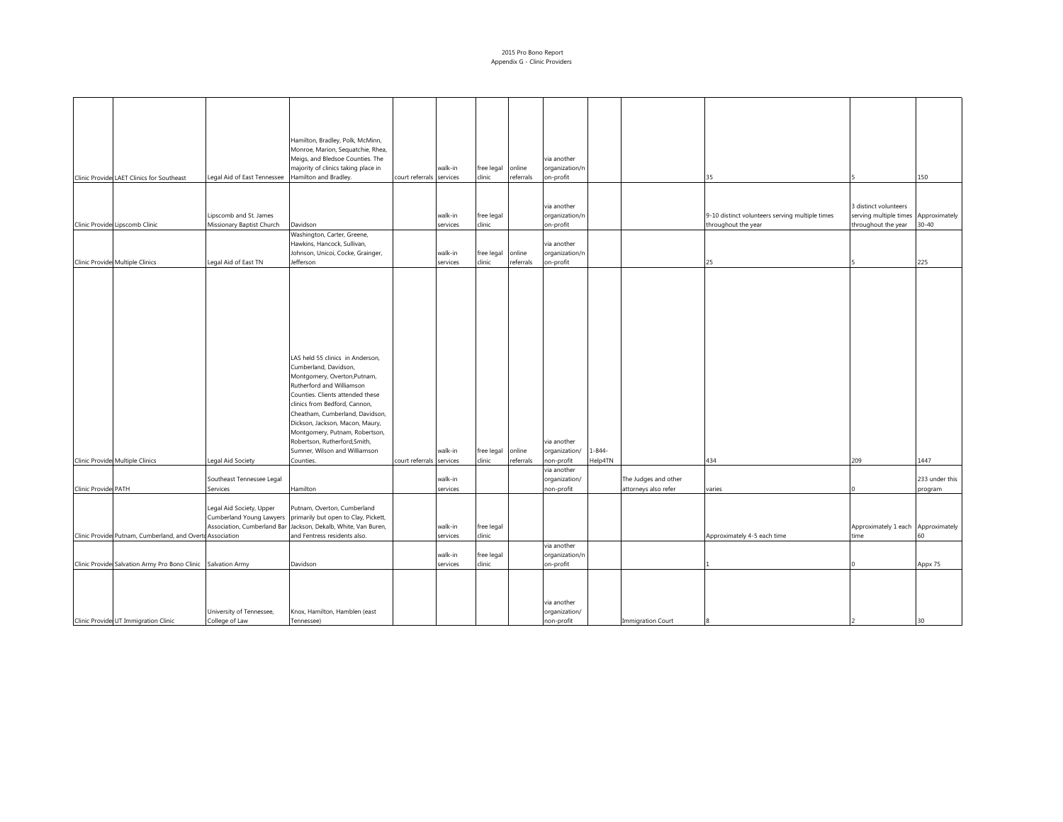2015 Pro Bono Report
Appendix G - Clinic Providers

| | | | | | | | | | | | | | |
|---|---|---|---|---|---|---|---|---|---|---|---|---|---|
| Clinic Provide | LAET Clinics for Southeast | Legal Aid of East Tennessee | Hamilton, Bradley, Polk, McMinn, Monroe, Marion, Sequatchie, Rhea, Meigs, and Bledsoe Counties. The majority of clinics taking place in Hamilton and Bradley. | court referrals | walk-in services | free legal clinic | online referrals | via another organization/non-profit | | | 35 | 5 | 150 |
| Clinic Provide | Lipscomb Clinic | Lipscomb and St. James Missionary Baptist Church | Davidson | | walk-in services | free legal clinic | | via another organization/non-profit | | | 9-10 distinct volunteers serving multiple times throughout the year | 3 distinct volunteers serving multiple times throughout the year | Approximately 30-40 |
| Clinic Provide | Multiple Clinics | Legal Aid of East TN | Washington, Carter, Greene, Hawkins, Hancock, Sullivan, Johnson, Unicoi, Cocke, Grainger, Jefferson | | walk-in services | free legal clinic | online referrals | via another organization/non-profit | | | 25 | 5 | 225 |
| Clinic Provide | Multiple Clinics | Legal Aid Society | LAS held 55 clinics in Anderson, Cumberland, Davidson, Montgomery, Overton,Putnam, Rutherford and Williamson Counties. Clients attended these clinics from Bedford, Cannon, Cheatham, Cumberland, Davidson, Dickson, Jackson, Macon, Maury, Montgomery, Putnam, Robertson, Robertson, Rutherford,Smith, Sumner, Wilson and Williamson Counties. | court referrals | walk-in services | free legal clinic | online referrals | via another organization/non-profit | 1-844-Help4TN | | 434 | 209 | 1447 |
| Clinic Provide | PATH | Southeast Tennessee Legal Services | Hamilton | | walk-in services | | | via another organization/non-profit | | The Judges and other attorneys also refer | varies | 0 | 233 under this program |
| Clinic Provide | Putnam, Cumberland, and Overto Association | Legal Aid Society, Upper Cumberland Young Lawyers Association, Cumberland Bar Association | Putnam, Overton, Cumberland primarily but open to Clay, Pickett, Jackson, Dekalb, White, Van Buren, and Fentress residents also. | | walk-in services | free legal clinic | | | | | Approximately 4-5 each time | Approximately 1 each time | Approximately 60 |
| Clinic Provide | Salvation Army Pro Bono Clinic | Salvation Army | Davidson | | walk-in services | free legal clinic | | via another organization/non-profit | | | 1 | 0 | Appx 75 |
| Clinic Provide | UT Immigration Clinic | University of Tennessee, College of Law | Knox, Hamilton, Hamblen (east Tennessee) | | | | | via another organization/non-profit | | Immigration Court | 8 | 2 | 30 |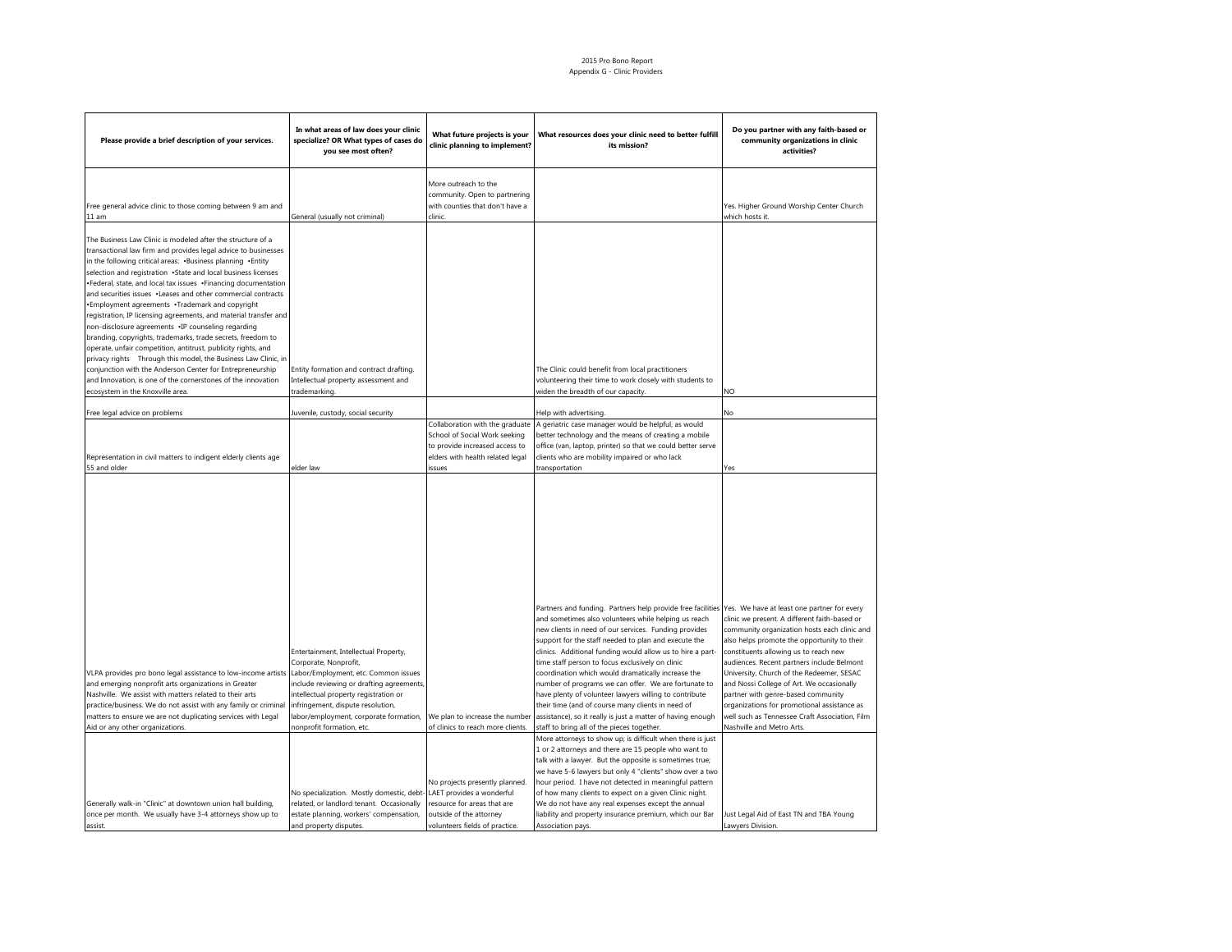2015 Pro Bono Report
Appendix G - Clinic Providers

| Please provide a brief description of your services. | In what areas of law does your clinic specialize? OR What types of cases do you see most often? | What future projects is your clinic planning to implement? | What resources does your clinic need to better fulfill its mission? | Do you partner with any faith-based or community organizations in clinic activities? |
|---|---|---|---|---|
| Free general advice clinic to those coming between 9 am and 11 am | General (usually not criminal) | More outreach to the community. Open to partnering with counties that don't have a clinic. | | Yes. Higher Ground Worship Center Church which hosts it. |
| The Business Law Clinic is modeled after the structure of a transactional law firm and provides legal advice to businesses in the following critical areas: •Business planning •Entity selection and registration •State and local business licenses •Federal, state, and local tax issues •Financing documentation and securities issues •Leases and other commercial contracts •Employment agreements •Trademark and copyright registration, IP licensing agreements, and material transfer and non-disclosure agreements •IP counseling regarding branding, copyrights, trademarks, trade secrets, freedom to operate, unfair competition, antitrust, publicity rights, and privacy rights Through this model, the Business Law Clinic, in conjunction with the Anderson Center for Entrepreneurship and Innovation, is one of the cornerstones of the innovation ecosystem in the Knoxville area. | Entity formation and contract drafting. Intellectual property assessment and trademarking. | | The Clinic could benefit from local practitioners volunteering their time to work closely with students to widen the breadth of our capacity. | NO |
| Free legal advice on problems | Juvenile, custody, social security | | Help with advertising. | No |
| Representation in civil matters to indigent elderly clients age 55 and older | elder law | Collaboration with the graduate School of Social Work seeking to provide increased access to elders with health related legal issues | A geriatric case manager would be helpful, as would better technology and the means of creating a mobile office (van, laptop, printer) so that we could better serve clients who are mobility impaired or who lack transportation | Yes |
| VLPA provides pro bono legal assistance to low-income artists and emerging nonprofit arts organizations in Greater Nashville. We assist with matters related to their arts practice/business. We do not assist with any family or criminal matters to ensure we are not duplicating services with Legal Aid or any other organizations. | Entertainment, Intellectual Property, Corporate, Nonprofit, Labor/Employment, etc. Common issues include reviewing or drafting agreements, intellectual property registration or infringement, dispute resolution, labor/employment, corporate formation, nonprofit formation, etc. | We plan to increase the number of clinics to reach more clients. | Partners and funding. Partners help provide free facilities and sometimes also volunteers while helping us reach new clients in need of our services. Funding provides support for the staff needed to plan and execute the clinics. Additional funding would allow us to hire a part-time staff person to focus exclusively on clinic coordination which would dramatically increase the number of programs we can offer. We are fortunate to have plenty of volunteer lawyers willing to contribute their time (and of course many clients in need of assistance), so it really is just a matter of having enough staff to bring all of the pieces together. | Yes. We have at least one partner for every clinic we present. A different faith-based or community organization hosts each clinic and also helps promote the opportunity to their constituents allowing us to reach new audiences. Recent partners include Belmont University, Church of the Redeemer, SESAC and Nossi College of Art. We occasionally partner with genre-based community organizations for promotional assistance as well such as Tennessee Craft Association, Film Nashville and Metro Arts. |
| Generally walk-in "Clinic" at downtown union hall building, once per month. We usually have 3-4 attorneys show up to assist. | No specialization. Mostly domestic, debt-related, or landlord tenant. Occasionally estate planning, workers' compensation, and property disputes. | No projects presently planned. LAET provides a wonderful resource for areas that are outside of the attorney volunteers fields of practice. | More attorneys to show up; is difficult when there is just 1 or 2 attorneys and there are 15 people who want to talk with a lawyer. But the opposite is sometimes true; we have 5-6 lawyers but only 4 "clients" show over a two hour period. I have not detected in meaningful pattern of how many clients to expect on a given Clinic night. We do not have any real expenses except the annual liability and property insurance premium, which our Bar Association pays. | Just Legal Aid of East TN and TBA Young Lawyers Division. |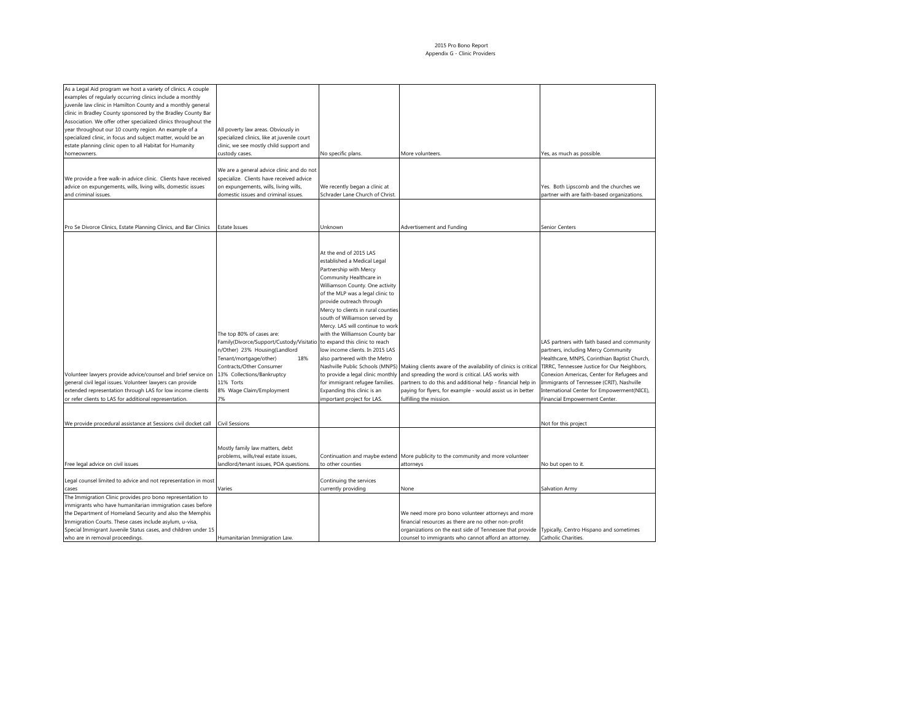2015 Pro Bono Report
Appendix G - Clinic Providers

| | | | | |
|---|---|---|---|---|
| As a Legal Aid program we host a variety of clinics. A couple examples of regularly occurring clinics include a monthly juvenile law clinic in Hamilton County and a monthly general clinic in Bradley County sponsored by the Bradley County Bar Association. We offer other specialized clinics throughout the year throughout our 10 county region. An example of a specialized clinic, in focus and subject matter, would be an estate planning clinic open to all Habitat for Humanity homeowners. | All poverty law areas. Obviously in specialized clinics, like at juvenile court clinic, we see mostly child support and custody cases. | No specific plans. | More volunteers. | Yes, as much as possible. |
| We provide a free walk-in advice clinic. Clients have received advice on expungements, wills, living wills, domestic issues and criminal issues. | We are a general advice clinic and do not specialize. Clients have received advice on expungements, wills, living wills, domestic issues and criminal issues. | We recently began a clinic at Schrader Lane Church of Christ. | | Yes. Both Lipscomb and the churches we partner with are faith-based organizations. |
| Pro Se Divorce Clinics, Estate Planning Clinics, and Bar Clinics | Estate Issues | Unknown | Advertisement and Funding | Senior Centers |
| Volunteer lawyers provide advice/counsel and brief service on general civil legal issues. Volunteer lawyers can provide extended representation through LAS for low income clients or refer clients to LAS for additional representation. | The top 80% of cases are: Family(Divorce/Support/Custody/Visitation/Other) 23% Housing(Landlord Tenant/mortgage/other) 18% Contracts/Other Consumer 13% Collections/Bankruptcy 11% Torts 8% Wage Claim/Employment 7% | At the end of 2015 LAS established a Medical Legal Partnership with Mercy Community Healthcare in Williamson County. One activity of the MLP was a legal clinic to provide outreach through Mercy to clients in rural counties south of Williamson served by Mercy. LAS will continue to work with the Williamson County bar to expand this clinic to reach low income clients. In 2015 LAS also partnered with the Metro Nashville Public Schools (MNPS) to provide a legal clinic monthly for immigrant refugee families. Expanding this clinic is an important project for LAS. | Making clients aware of the availability of clinics is critical and spreading the word is critical. LAS works with partners to do this and additional help - financial help in paying for flyers, for example - would assist us in better fulfilling the mission. | LAS partners with faith based and community partners, including Mercy Community Healthcare, MNPS, Corinthian Baptist Church, TIRRC, Tennessee Justice for Our Neighbors, Conexion Americas, Center for Refugees and Immigrants of Tennessee (CRIT), Nashville International Center for Empowerment(NICE), Financial Empowerment Center. |
| We provide procedural assistance at Sessions civil docket call | Civil Sessions | | | Not for this project |
| Free legal advice on civil issues | Mostly family law matters, debt problems, wills/real estate issues, landlord/tenant issues, POA questions. | Continuation and maybe extend to other counties | More publicity to the community and more volunteer attorneys | No but open to it. |
| Legal counsel limited to advice and not representation in most cases | Varies | Continuing the services currently providing | None | Salvation Army |
| The Immigration Clinic provides pro bono representation to immigrants who have humanitarian immigration cases before the Department of Homeland Security and also the Memphis Immigration Courts. These cases include asylum, u-visa, Special Immigrant Juvenile Status cases, and children under 15 who are in removal proceedings. | Humanitarian Immigration Law. | | We need more pro bono volunteer attorneys and more financial resources as there are no other non-profit organizations on the east side of Tennessee that provide counsel to immigrants who cannot afford an attorney. | Typically, Centro Hispano and sometimes Catholic Charities. |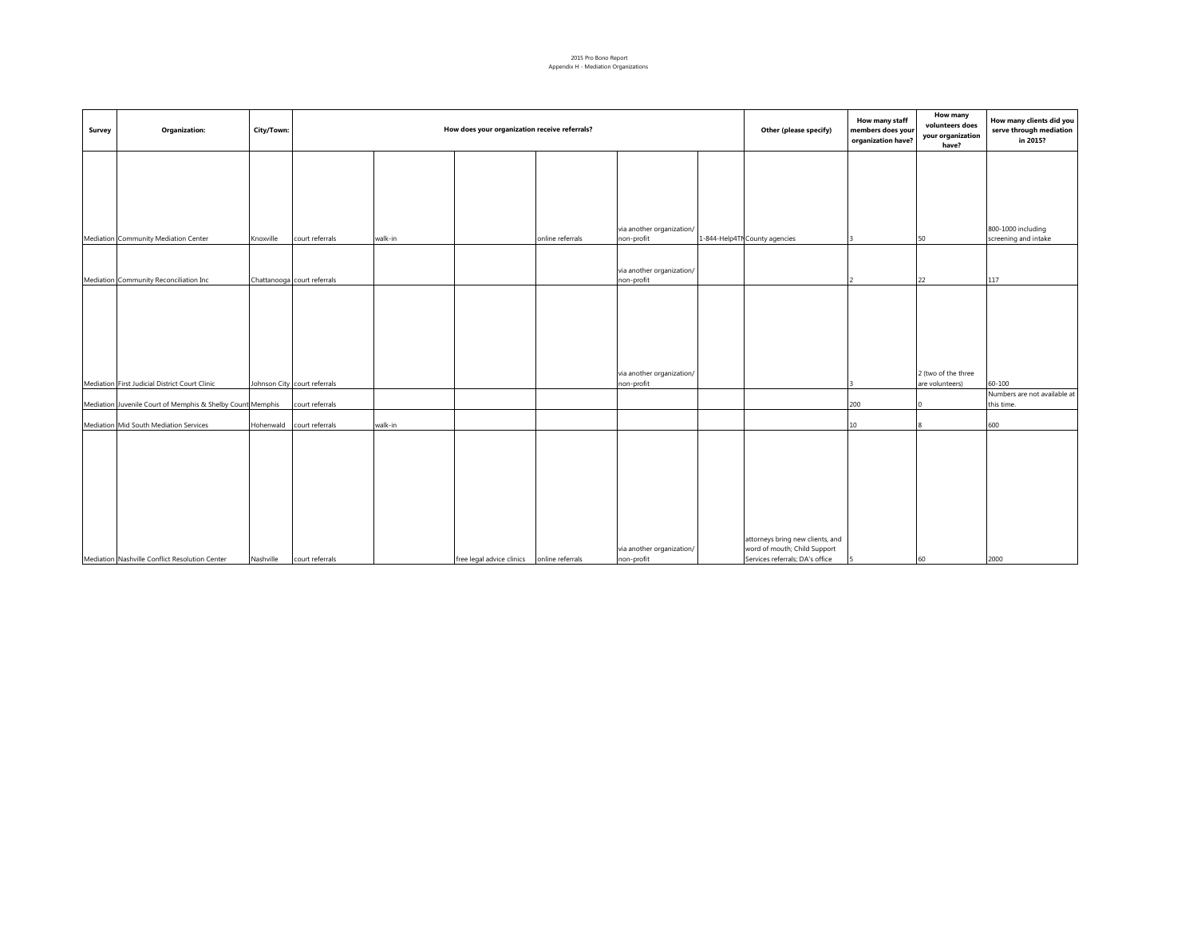2015 Pro Bono Report
Appendix H - Mediation Organizations

| Survey | Organization: | City/Town: | How does your organization receive referrals? | | | | | | Other (please specify) | How many staff members does your organization have? | How many volunteers does your organization have? | How many clients did you serve through mediation in 2015? |
|---|---|---|---|---|---|---|---|---|---|---|---|---|
| Mediation | Community Mediation Center | Knoxville | court referrals | walk-in | | online referrals | via another organization/ non-profit | 1-844-Help4TN | County agencies | 3 | 50 | 800-1000 including screening and intake |
| Mediation | Community Reconciliation Inc | Chattanooga | court referrals | | | | via another organization/ non-profit | | | 2 | 22 | 117 |
| Mediation | First Judicial District Court Clinic | Johnson City | court referrals | | | | via another organization/ non-profit | | | 3 | 2 (two of the three are volunteers) | 60-100 |
| Mediation | Juvenile Court of Memphis & Shelby County | Memphis | court referrals | | | | | | | 200 | 0 | Numbers are not available at this time. |
| Mediation | Mid South Mediation Services | Hohenwald | court referrals | walk-in | | | | | | 10 | 8 | 600 |
| Mediation | Nashville Conflict Resolution Center | Nashville | court referrals | | free legal advice clinics | online referrals | via another organization/ non-profit | | attorneys bring new clients, and word of mouth; Child Support Services referrals; DA's office | 5 | 60 | 2000 |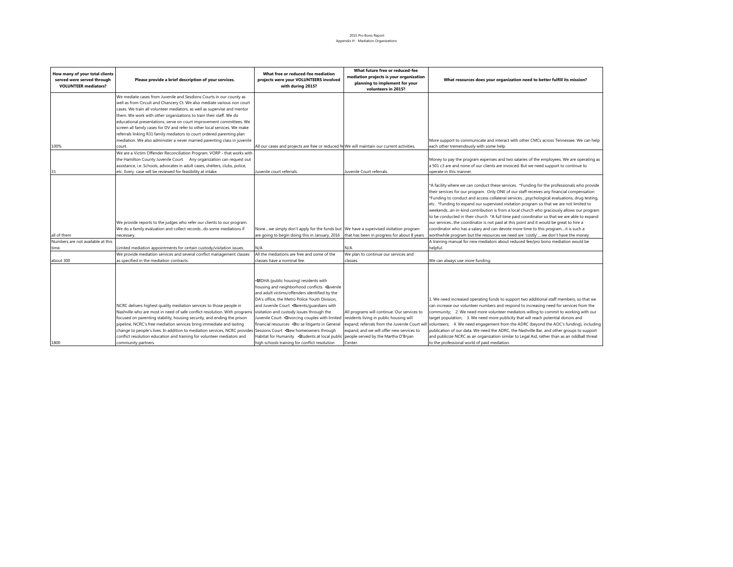2015 Pro Bono Report
Appendix H - Mediation Organizations

| How many of your total clients served were served through VOLUNTEER mediators? | Please provide a brief description of your services. | What free or reduced-fee mediation projects were your VOLUNTEERS involved with during 2015? | What future free or reduced-fee mediation projects is your organization planning to implement for your volunteers in 2015? | What resources does your organization need to better fulfill its mission? |
|---|---|---|---|---|
| 100% | We mediate cases from Juvenile and Sesdions Courts in our county as well as from Circuit and Chancery Ct. We also mediate various non court cases. We train all volunteer mediators, as well as supervise and mentor them. We work with other organizations to train their staff. We do educational presentations, serve on court improvement committees. We screen all family cases for DV and refer to other local services. We make referrals linking R31 family mediators to court ordered parenting plan mediation. We also administer a never married parenting class in juvenile court. | All our cases and projects are free or reduced fe | We will maintain our current activities. | More support to communicate and interact with other CMCs across Tennessee. We can help each other tremendously with some help. |
| 31 | We are a Victim Offender Reconciliation Program. VORP - that works with the Hamilton County Juvenile Court. Any organization can request out assistance, i.e. Schools, advocates in adult cases, shelters, clubs, police, etc. Every case will be reviewed for feasibility at intake. | Juvenile court referrals. | Juvenile Court referrals. | Money to pay the program expenses and two salaries of the employees. We are operating as a 501 c3 are and none of our clients are invoiced. But we need support to continue to operate in this manner. |
| all of them | We provide reports to the judges who refer our clients to our program. We do a family evaluation and collect records...do some mediations if necessary. | None....we simply don't apply for the funds but are going to begin doing this in January, 2016 | We have a supervised visitation program that has been in progress for about 8 years | *A facility where we can conduct these services. *Funding for the professionals who provide their services for our program. Only ONE of our staff receives any financial compensation *Funding to conduct and access collateral services....psychological evaluations, drug testing, etc. *Funding to expand our supervised visitation program so that we are not limited to weekends...an in-kind contribution is from a local church who graciously allows our program to be conducted in their church *A full time paid coordinator so that we are able to expand our services...the coordinator is not paid at this point and it would be great to hire a coordinator who has a salary and can devote more time to this program....it is such a worthwhile program but the resources we need are 'costly'.....we don't have the money |
| Numbers are not available at this time. | Limited mediation appointments for certain custody/visitation issues. | N/A | N/A. | A training manual for new mediators about reduced fee/pro bono mediation would be helpful. |
| about 300 | We provide mediation services and several conflict management classes as specified in the mediation contracts. | All the mediations are free and some of the classes have a nominal fee. | We plan to continue our services and classes. | We can always use more funding. |
| 1800 | NCRC delivers highest quality mediation services to those people in Nashville who are most in need of safe conflict resolution. With programs focused on parenting stability, housing security, and ending the prison pipeline, NCRC's free mediation services bring immediate and lasting change to people's lives. In addition to mediation services, NCRC provides conflict resolution education and training for volunteer mediators and community partners. | •MDHA (public housing) residents with housing and neighborhood conflicts •Juvenile and adult victims/offenders identified by the DA's office, the Metro Police Youth Division, and Juvenile Court •Parents/guardians with visitation and custody issues through the Juvenile Court •Divorcing couples with limited financial resources •Pro se litigants in General Sessions Court •New homeowners through Habitat for Humanity •Students at local public high schools training for conflict resolution | All programs will continue. Our services to residents living in public housing will expand; referrals from the Juvenile Court will expand; and we will offer new services to people served by the Martha O'Bryan Center. | 1. We need increased operating funds to support two additional staff members, so that we can increase our volunteer numbers and respond to increasing need for services from the community; 2. We need more volunteer mediators willing to commit to working with our target population; 3. We need more publicity that will reach potential donors and volunteers; 4. We need engagement from the ADRC (beyond the AOC's funding), including publication of our data. We need the ADRC, the Nashville Bar, and other groups to support and publicize NCRC as an organization similar to Legal Aid, rather than as an oddball threat to the professional world of paid mediation. |